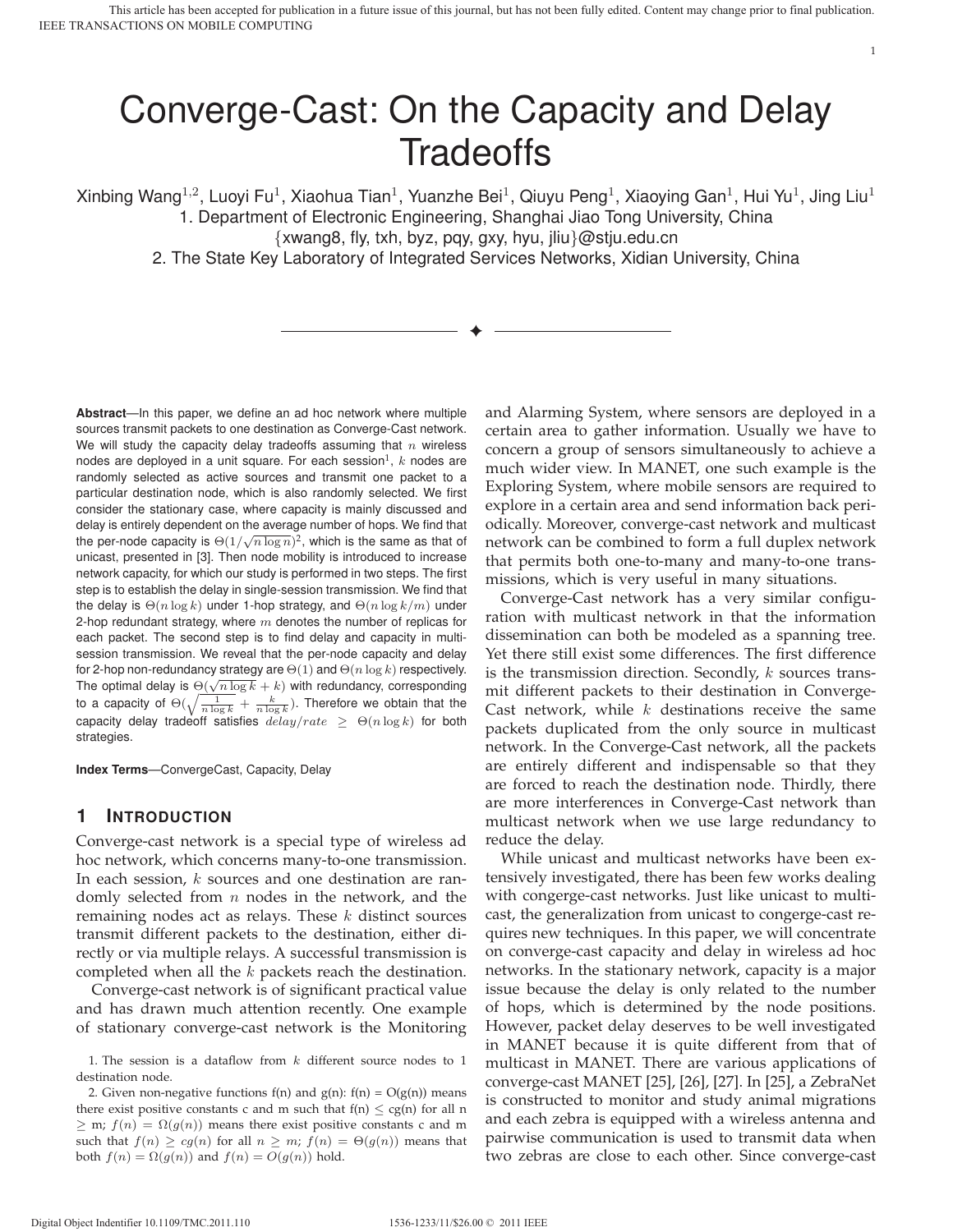# Converge-Cast: On the Capacity and Delay Tradeoffs

Xinbing Wang[1,2], Luoyi Fu[1], Xiaohua Tian[1], Yuanzhe Bei[1], Qiuyu Peng[1], Xiaoying Gan[1], Hui Yu[1], Jing Liu[1]

1. Department of Electronic Engineering, Shanghai Jiao Tong University, China
{xwang8, fly, txh, byz, pqy, gxy, hyu, jliu}@stju.edu.cn
2. The State Key Laboratory of Integrated Services Networks, Xidian University, China

**Abstract**—In this paper, we define an ad hoc network where multiple sources transmit packets to one destination as Converge-Cast network. We will study the capacity delay tradeoffs assuming that $n$ wireless nodes are deployed in a unit square. For each session[1], $k$ nodes are randomly selected as active sources and transmit one packet to a particular destination node, which is also randomly selected. We first consider the stationary case, where capacity is mainly discussed and delay is entirely dependent on the average number of hops. We find that the per-node capacity is $\Theta(1/\sqrt{n \log n})^2$, which is the same as that of unicast, presented in [3]. Then node mobility is introduced to increase network capacity, for which our study is performed in two steps. The first step is to establish the delay in single-session transmission. We find that the delay is $\Theta(n \log k)$ under 1-hop strategy, and $\Theta(n \log k/m)$ under 2-hop redundant strategy, where $m$ denotes the number of replicas for each packet. The second step is to find delay and capacity in multi-session transmission. We reveal that the per-node capacity and delay for 2-hop non-redundancy strategy are $\Theta(1)$ and $\Theta(n \log k)$ respectively. The optimal delay is $\Theta(\sqrt{n \log k} + k)$ with redundancy, corresponding to a capacity of $\Theta(\sqrt{\frac{1}{n \log k}} + \frac{k}{n \log k})$. Therefore we obtain that the capacity delay tradeoff satisfies $delay/rate \geq \Theta(n \log k)$ for both strategies.

**Index Terms**—ConvergeCast, Capacity, Delay

## 1 Introduction

Converge-cast network is a special type of wireless ad hoc network, which concerns many-to-one transmission. In each session, $k$ sources and one destination are randomly selected from $n$ nodes in the network, and the remaining nodes act as relays. These $k$ distinct sources transmit different packets to the destination, either directly or via multiple relays. A successful transmission is completed when all the $k$ packets reach the destination.

Converge-cast network is of significant practical value and has drawn much attention recently. One example of stationary converge-cast network is the Monitoring and Alarming System, where sensors are deployed in a certain area to gather information. Usually we have to concern a group of sensors simultaneously to achieve a much wider view. In MANET, one such example is the Exploring System, where mobile sensors are required to explore in a certain area and send information back periodically. Moreover, converge-cast network and multicast network can be combined to form a full duplex network that permits both one-to-many and many-to-one transmissions, which is very useful in many situations.

Converge-Cast network has a very similar configuration with multicast network in that the information dissemination can both be modeled as a spanning tree. Yet there still exist some differences. The first difference is the transmission direction. Secondly, $k$ sources transmit different packets to their destination in Converge-Cast network, while $k$ destinations receive the same packets duplicated from the only source in multicast network. In the Converge-Cast network, all the packets are entirely different and indispensable so that they are forced to reach the destination node. Thirdly, there are more interferences in Converge-Cast network than multicast network when we use large redundancy to reduce the delay.

While unicast and multicast networks have been extensively investigated, there has been few works dealing with congerge-cast networks. Just like unicast to multicast, the generalization from unicast to congerge-cast requires new techniques. In this paper, we will concentrate on converge-cast capacity and delay in wireless ad hoc networks. In the stationary network, capacity is a major issue because the delay is only related to the number of hops, which is determined by the node positions. However, packet delay deserves to be well investigated in MANET because it is quite different from that of multicast in MANET. There are various applications of converge-cast MANET [25], [26], [27]. In [25], a ZebraNet is constructed to monitor and study animal migrations and each zebra is equipped with a wireless antenna and pairwise communication is used to transmit data when two zebras are close to each other. Since converge-cast

1. The session is a dataflow from $k$ different source nodes to 1 destination node.

2. Given non-negative functions f(n) and g(n): f(n) = O(g(n)) means there exist positive constants c and m such that f(n) ≤ cg(n) for all n ≥ m; $f(n) = \Omega(g(n))$ means there exist positive constants c and m such that $f(n) \geq cg(n)$ for all $n \geq m$; $f(n) = \Theta(g(n))$ means that both $f(n) = \Omega(g(n))$ and $f(n) = O(g(n))$ hold.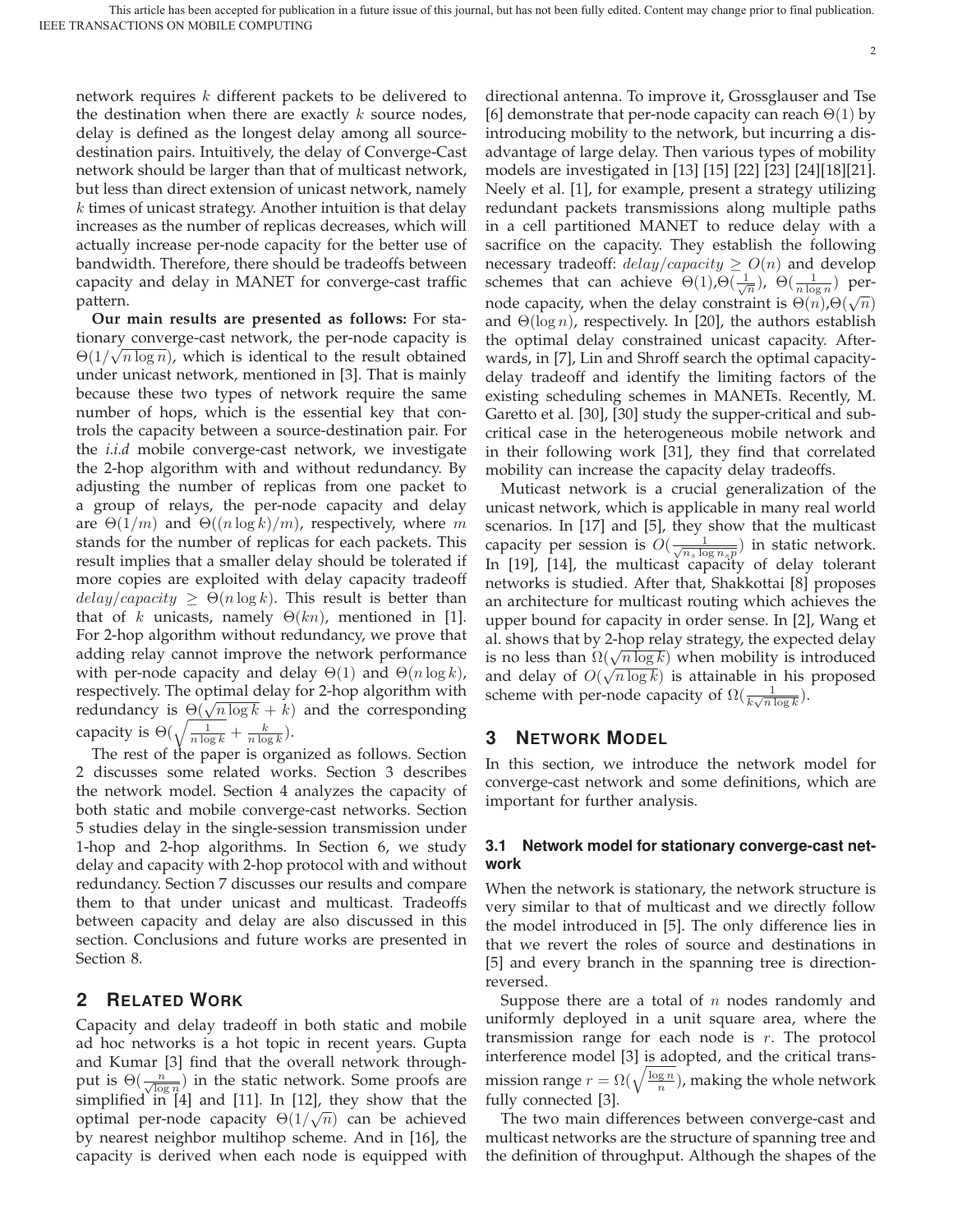network requires $k$ different packets to be delivered to the destination when there are exactly $k$ source nodes, delay is defined as the longest delay among all source-destination pairs. Intuitively, the delay of Converge-Cast network should be larger than that of multicast network, but less than direct extension of unicast network, namely $k$ times of unicast strategy. Another intuition is that delay increases as the number of replicas decreases, which will actually increase per-node capacity for the better use of bandwidth. Therefore, there should be tradeoffs between capacity and delay in MANET for converge-cast traffic pattern.

**Our main results are presented as follows:** For stationary converge-cast network, the per-node capacity is $\Theta(1/\sqrt{n \log n})$, which is identical to the result obtained under unicast network, mentioned in [3]. That is mainly because these two types of network require the same number of hops, which is the essential key that controls the capacity between a source-destination pair. For the *i.i.d* mobile converge-cast network, we investigate the 2-hop algorithm with and without redundancy. By adjusting the number of replicas from one packet to a group of relays, the per-node capacity and delay are $\Theta(1/m)$ and $\Theta((n \log k)/m)$, respectively, where $m$ stands for the number of replicas for each packets. This result implies that a smaller delay should be tolerated if more copies are exploited with delay capacity tradeoff $delay/capacity \geq \Theta(n \log k)$. This result is better than that of $k$ unicasts, namely $\Theta(kn)$, mentioned in [1]. For 2-hop algorithm without redundancy, we prove that adding relay cannot improve the network performance with per-node capacity and delay $\Theta(1)$ and $\Theta(n \log k)$, respectively. The optimal delay for 2-hop algorithm with redundancy is $\Theta(\sqrt{n \log k} + k)$ and the corresponding capacity is $\Theta(\sqrt{\frac{1}{n \log k}} + \frac{k}{n \log k})$.

The rest of the paper is organized as follows. Section 2 discusses some related works. Section 3 describes the network model. Section 4 analyzes the capacity of both static and mobile converge-cast networks. Section 5 studies delay in the single-session transmission under 1-hop and 2-hop algorithms. In Section 6, we study delay and capacity with 2-hop protocol with and without redundancy. Section 7 discusses our results and compare them to that under unicast and multicast. Tradeoffs between capacity and delay are also discussed in this section. Conclusions and future works are presented in Section 8.

## 2 Related Work

Capacity and delay tradeoff in both static and mobile ad hoc networks is a hot topic in recent years. Gupta and Kumar [3] find that the overall network throughput is $\Theta(\frac{n}{\sqrt{\log n}})$ in the static network. Some proofs are simplified in [4] and [11]. In [12], they show that the optimal per-node capacity $\Theta(1/\sqrt{n})$ can be achieved by nearest neighbor multihop scheme. And in [16], the capacity is derived when each node is equipped with directional antenna. To improve it, Grossglauser and Tse [6] demonstrate that per-node capacity can reach $\Theta(1)$ by introducing mobility to the network, but incurring a disadvantage of large delay. Then various types of mobility models are investigated in [13] [15] [22] [23] [24][18][21]. Neely et al. [1], for example, present a strategy utilizing redundant packets transmissions along multiple paths in a cell partitioned MANET to reduce delay with a sacrifice on the capacity. They establish the following necessary tradeoff: $delay/capacity \geq O(n)$ and develop schemes that can achieve $\Theta(1)$,$\Theta(\frac{1}{\sqrt{n}})$, $\Theta(\frac{1}{n \log n})$ per-node capacity, when the delay constraint is $\Theta(n)$,$\Theta(\sqrt{n})$ and $\Theta(\log n)$, respectively. In [20], the authors establish the optimal delay constrained unicast capacity. Afterwards, in [7], Lin and Shroff search the optimal capacity-delay tradeoff and identify the limiting factors of the existing scheduling schemes in MANETs. Recently, M. Garetto et al. [30], [30] study the supper-critical and sub-critical case in the heterogeneous mobile network and in their following work [31], they find that correlated mobility can increase the capacity delay tradeoffs.

Muticast network is a crucial generalization of the unicast network, which is applicable in many real world scenarios. In [17] and [5], they show that the multicast capacity per session is $O(\frac{1}{\sqrt{n_s \log n_s p}})$ in static network. In [19], [14], the multicast capacity of delay tolerant networks is studied. After that, Shakkottai [8] proposes an architecture for multicast routing which achieves the upper bound for capacity in order sense. In [2], Wang et al. shows that by 2-hop relay strategy, the expected delay is no less than $\Omega(\sqrt{n \log k})$ when mobility is introduced and delay of $O(\sqrt{n \log k})$ is attainable in his proposed scheme with per-node capacity of $\Omega(\frac{1}{k\sqrt{n \log k}})$.

## 3 Network Model

In this section, we introduce the network model for converge-cast network and some definitions, which are important for further analysis.

### 3.1 Network model for stationary converge-cast network

When the network is stationary, the network structure is very similar to that of multicast and we directly follow the model introduced in [5]. The only difference lies in that we revert the roles of source and destinations in [5] and every branch in the spanning tree is direction-reversed.

Suppose there are a total of $n$ nodes randomly and uniformly deployed in a unit square area, where the transmission range for each node is $r$. The protocol interference model [3] is adopted, and the critical transmission range $r = \Omega(\sqrt{\frac{\log n}{n}})$, making the whole network fully connected [3].

The two main differences between converge-cast and multicast networks are the structure of spanning tree and the definition of throughput. Although the shapes of the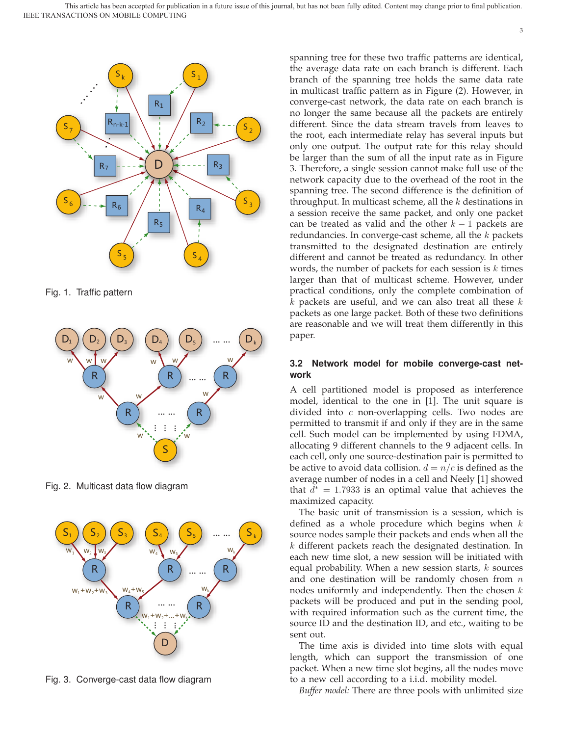Fig. 1. Traffic pattern

Fig. 2. Multicast data flow diagram

Fig. 3. Converge-cast data flow diagram

spanning tree for these two traffic patterns are identical, the average data rate on each branch is different. Each branch of the spanning tree holds the same data rate in multicast traffic pattern as in Figure (2). However, in converge-cast network, the data rate on each branch is no longer the same because all the packets are entirely different. Since the data stream travels from leaves to the root, each intermediate relay has several inputs but only one output. The output rate for this relay should be larger than the sum of all the input rate as in Figure 3. Therefore, a single session cannot make full use of the network capacity due to the overhead of the root in the spanning tree. The second difference is the definition of throughput. In multicast scheme, all the $k$ destinations in a session receive the same packet, and only one packet can be treated as valid and the other $k-1$ packets are redundancies. In converge-cast scheme, all the $k$ packets transmitted to the designated destination are entirely different and cannot be treated as redundancy. In other words, the number of packets for each session is $k$ times larger than that of multicast scheme. However, under practical conditions, only the complete combination of $k$ packets are useful, and we can also treat all these $k$ packets as one large packet. Both of these two definitions are reasonable and we will treat them differently in this paper.

## 3.2 Network model for mobile converge-cast network

A cell partitioned model is proposed as interference model, identical to the one in [1]. The unit square is divided into $c$ non-overlapping cells. Two nodes are permitted to transmit if and only if they are in the same cell. Such model can be implemented by using FDMA, allocating 9 different channels to the 9 adjacent cells. In each cell, only one source-destination pair is permitted to be active to avoid data collision. $d = n/c$ is defined as the average number of nodes in a cell and Neely [1] showed that $d^* = 1.7933$ is an optimal value that achieves the maximized capacity.

The basic unit of transmission is a session, which is defined as a whole procedure which begins when $k$ source nodes sample their packets and ends when all the $k$ different packets reach the designated destination. In each new time slot, a new session will be initiated with equal probability. When a new session starts, $k$ sources and one destination will be randomly chosen from $n$ nodes uniformly and independently. Then the chosen $k$ packets will be produced and put in the sending pool, with required information such as the current time, the source ID and the destination ID, and etc., waiting to be sent out.

The time axis is divided into time slots with equal length, which can support the transmission of one packet. When a new time slot begins, all the nodes move to a new cell according to a i.i.d. mobility model.

*Buffer model:* There are three pools with unlimited size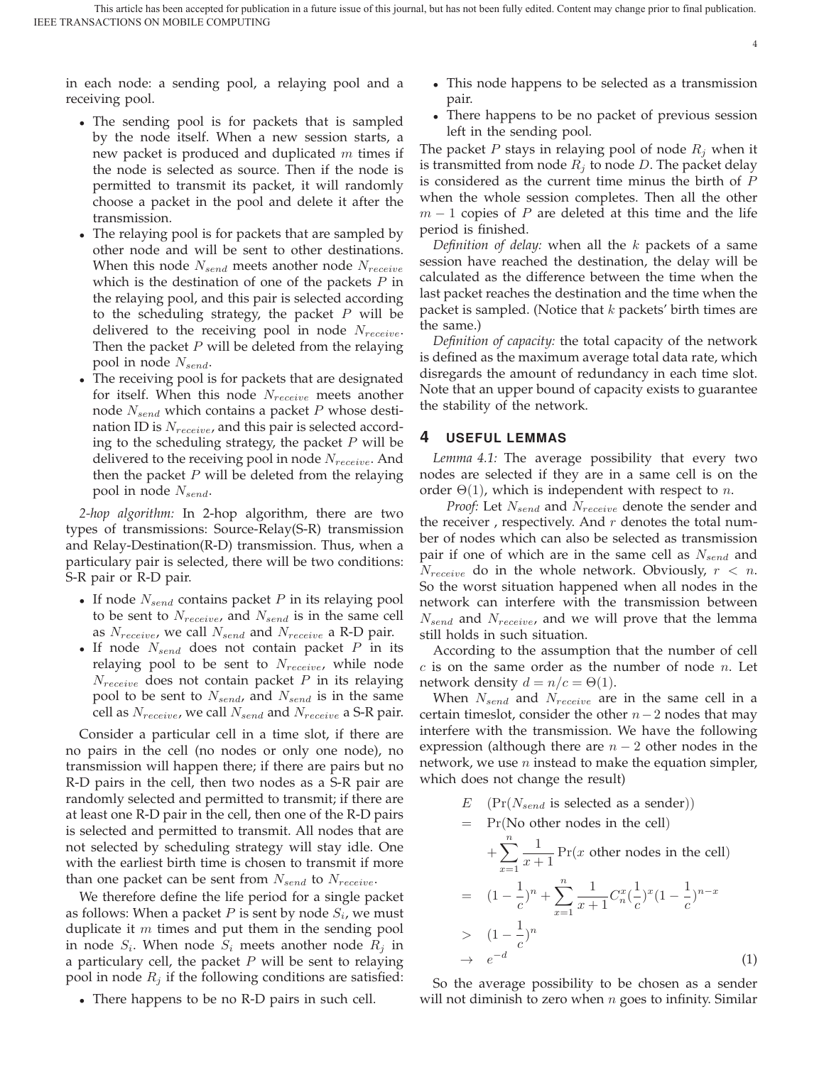in each node: a sending pool, a relaying pool and a receiving pool.

- The sending pool is for packets that is sampled by the node itself. When a new session starts, a new packet is produced and duplicated $m$ times if the node is selected as source. Then if the node is permitted to transmit its packet, it will randomly choose a packet in the pool and delete it after the transmission.
- The relaying pool is for packets that are sampled by other node and will be sent to other destinations. When this node $N_{send}$ meets another node $N_{receive}$ which is the destination of one of the packets $P$ in the relaying pool, and this pair is selected according to the scheduling strategy, the packet $P$ will be delivered to the receiving pool in node $N_{receive}$. Then the packet $P$ will be deleted from the relaying pool in node $N_{send}$.
- The receiving pool is for packets that are designated for itself. When this node $N_{receive}$ meets another node $N_{send}$ which contains a packet $P$ whose destination ID is $N_{receive}$, and this pair is selected according to the scheduling strategy, the packet $P$ will be delivered to the receiving pool in node $N_{receive}$. And then the packet $P$ will be deleted from the relaying pool in node $N_{send}$.

*2-hop algorithm:* In 2-hop algorithm, there are two types of transmissions: Source-Relay(S-R) transmission and Relay-Destination(R-D) transmission. Thus, when a particulary pair is selected, there will be two conditions: S-R pair or R-D pair.

- If node $N_{send}$ contains packet $P$ in its relaying pool to be sent to $N_{receive}$, and $N_{send}$ is in the same cell as $N_{receive}$, we call $N_{send}$ and $N_{receive}$ a R-D pair.
- If node $N_{send}$ does not contain packet $P$ in its relaying pool to be sent to $N_{receive}$, while node $N_{receive}$ does not contain packet $P$ in its relaying pool to be sent to $N_{send}$, and $N_{send}$ is in the same cell as $N_{receive}$, we call $N_{send}$ and $N_{receive}$ a S-R pair.

Consider a particular cell in a time slot, if there are no pairs in the cell (no nodes or only one node), no transmission will happen there; if there are pairs but no R-D pairs in the cell, then two nodes as a S-R pair are randomly selected and permitted to transmit; if there are at least one R-D pair in the cell, then one of the R-D pairs is selected and permitted to transmit. All nodes that are not selected by scheduling strategy will stay idle. One with the earliest birth time is chosen to transmit if more than one packet can be sent from $N_{send}$ to $N_{receive}$.

We therefore define the life period for a single packet as follows: When a packet $P$ is sent by node $S_i$, we must duplicate it $m$ times and put them in the sending pool in node $S_i$. When node $S_i$ meets another node $R_j$ in a particulary cell, the packet $P$ will be sent to relaying pool in node $R_j$ if the following conditions are satisfied:

- There happens to be no R-D pairs in such cell.
- This node happens to be selected as a transmission pair.
- There happens to be no packet of previous session left in the sending pool.

The packet $P$ stays in relaying pool of node $R_j$ when it is transmitted from node $R_j$ to node $D$. The packet delay is considered as the current time minus the birth of $P$ when the whole session completes. Then all the other $m-1$ copies of $P$ are deleted at this time and the life period is finished.

*Definition of delay:* when all the $k$ packets of a same session have reached the destination, the delay will be calculated as the difference between the time when the last packet reaches the destination and the time when the packet is sampled. (Notice that $k$ packets' birth times are the same.)

*Definition of capacity:* the total capacity of the network is defined as the maximum average total data rate, which disregards the amount of redundancy in each time slot. Note that an upper bound of capacity exists to guarantee the stability of the network.

## 4 Useful Lemmas

*Lemma 4.1:* The average possibility that every two nodes are selected if they are in a same cell is on the order $\Theta(1)$, which is independent with respect to $n$.

*Proof:* Let $N_{send}$ and $N_{receive}$ denote the sender and the receiver , respectively. And $r$ denotes the total number of nodes which can also be selected as transmission pair if one of which are in the same cell as $N_{send}$ and $N_{receive}$ do in the whole network. Obviously, $r < n$. So the worst situation happened when all nodes in the network can interfere with the transmission between $N_{send}$ and $N_{receive}$, and we will prove that the lemma still holds in such situation.

According to the assumption that the number of cell $c$ is on the same order as the number of node $n$. Let network density $d = n/c = \Theta(1)$.

When $N_{send}$ and $N_{receive}$ are in the same cell in a certain timeslot, consider the other $n-2$ nodes that may interfere with the transmission. We have the following expression (although there are $n-2$ other nodes in the network, we use $n$ instead to make the equation simpler, which does not change the result)

$$
\begin{aligned}
E \quad & (\Pr(N_{send} \text{ is selected as a sender})) \\
= \quad & \Pr(\text{No other nodes in the cell}) \\
& + \sum_{x=1}^{n} \frac{1}{x+1} \Pr(x \text{ other nodes in the cell}) \\
= \quad & (1-\frac{1}{c})^n + \sum_{x=1}^{n} \frac{1}{x+1} C_n^x (\frac{1}{c})^x (1-\frac{1}{c})^{n-x} \\
> \quad & (1-\frac{1}{c})^n \\
\to \quad & e^{-d}
\end{aligned}
\tag{1}
$$

So the average possibility to be chosen as a sender will not diminish to zero when $n$ goes to infinity. Similar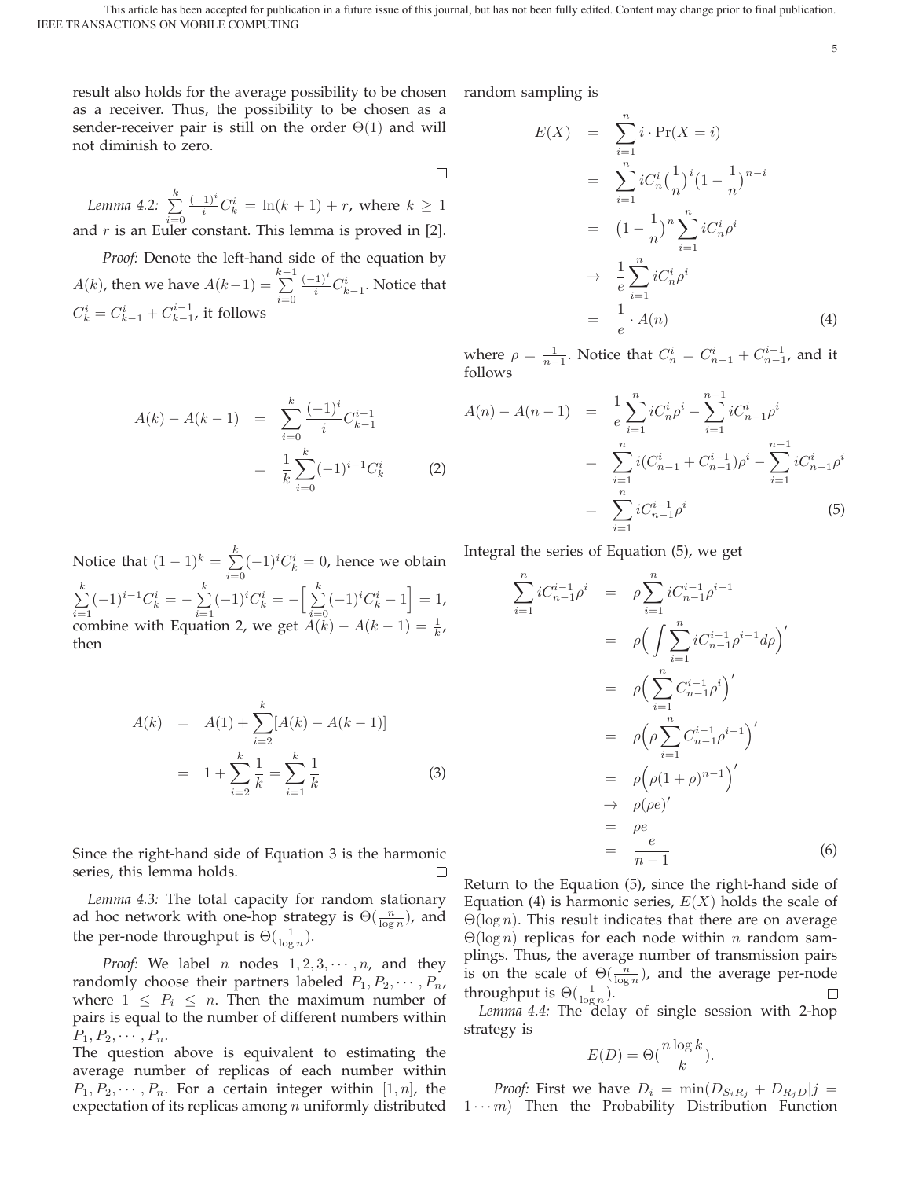result also holds for the average possibility to be chosen as a receiver. Thus, the possibility to be chosen as a sender-receiver pair is still on the order $\Theta(1)$ and will not diminish to zero.

□

*Lemma 4.2:* $\sum_{i=0}^{k} \frac{(-1)^i}{i} C_k^i = \ln(k+1) + r$, where $k \geq 1$ and $r$ is an Euler constant. This lemma is proved in [2].

*Proof:* Denote the left-hand side of the equation by $A(k)$, then we have $A(k-1) = \sum_{i=0}^{k-1} \frac{(-1)^i}{i} C_{k-1}^i$. Notice that $C_k^i = C_{k-1}^i + C_{k-1}^{i-1}$, it follows

$$
\begin{aligned}
A(k) - A(k-1) &= \sum_{i=0}^{k} \frac{(-1)^i}{i} C_{k-1}^{i-1} \\
&= \frac{1}{k} \sum_{i=0}^{k} (-1)^{i-1} C_k^i
\end{aligned} \quad (2)
$$

Notice that $(1-1)^k = \sum_{i=0}^{k} (-1)^i C_k^i = 0$, hence we obtain $\sum_{i=1}^{k} (-1)^{i-1} C_k^i = -\sum_{i=1}^{k} (-1)^i C_k^i = -\Big[\sum_{i=0}^{k} (-1)^i C_k^i - 1\Big] = 1$, combine with Equation 2, we get $A(k) - A(k-1) = \frac{1}{k}$, then

$$
\begin{aligned}
A(k) &= A(1) + \sum_{i=2}^{k} [A(k) - A(k-1)] \\
&= 1 + \sum_{i=2}^{k} \frac{1}{k} = \sum_{i=1}^{k} \frac{1}{k}
\end{aligned} \quad (3)
$$

Since the right-hand side of Equation 3 is the harmonic series, this lemma holds. □

*Lemma 4.3:* The total capacity for random stationary ad hoc network with one-hop strategy is $\Theta(\frac{n}{\log n})$, and the per-node throughput is $\Theta(\frac{1}{\log n})$.

*Proof:* We label $n$ nodes $1, 2, 3, \cdots, n$, and they randomly choose their partners labeled $P_1, P_2, \cdots, P_n$, where $1 \leq P_i \leq n$. Then the maximum number of pairs is equal to the number of different numbers within $P_1, P_2, \cdots, P_n$.

The question above is equivalent to estimating the average number of replicas of each number within $P_1, P_2, \cdots, P_n$. For a certain integer within $[1, n]$, the expectation of its replicas among $n$ uniformly distributed random sampling is

$$
\begin{aligned}
E(X) &= \sum_{i=1}^{n} i \cdot \Pr(X = i) \\
&= \sum_{i=1}^{n} i C_n^i \big(\frac{1}{n}\big)^i \big(1 - \frac{1}{n}\big)^{n-i} \\
&= \big(1 - \frac{1}{n}\big)^n \sum_{i=1}^{n} i C_n^i \rho^i \\
&\to \frac{1}{e} \sum_{i=1}^{n} i C_n^i \rho^i \\
&= \frac{1}{e} \cdot A(n)
\end{aligned} \quad (4)
$$

where $\rho = \frac{1}{n-1}$. Notice that $C_n^i = C_{n-1}^i + C_{n-1}^{i-1}$, and it follows

$$
\begin{aligned}
A(n) - A(n-1) &= \frac{1}{e} \sum_{i=1}^{n} i C_n^i \rho^i - \sum_{i=1}^{n-1} i C_{n-1}^i \rho^i \\
&= \sum_{i=1}^{n} i (C_{n-1}^i + C_{n-1}^{i-1}) \rho^i - \sum_{i=1}^{n-1} i C_{n-1}^i \rho^i \\
&= \sum_{i=1}^{n} i C_{n-1}^{i-1} \rho^i
\end{aligned} \quad (5)
$$

Integral the series of Equation (5), we get

$$
\begin{aligned}
\sum_{i=1}^{n} i C_{n-1}^{i-1} \rho^i &= \rho \sum_{i=1}^{n} i C_{n-1}^{i-1} \rho^{i-1} \\
&= \rho \Big( \int \sum_{i=1}^{n} i C_{n-1}^{i-1} \rho^{i-1} d\rho \Big)' \\
&= \rho \Big( \sum_{i=1}^{n} C_{n-1}^{i-1} \rho^i \Big)' \\
&= \rho \Big( \rho \sum_{i=1}^{n} C_{n-1}^{i-1} \rho^{i-1} \Big)' \\
&= \rho \Big( \rho (1 + \rho)^{n-1} \Big)' \\
&\to \rho (\rho e)' \\
&= \rho e \\
&= \frac{e}{n-1}
\end{aligned} \quad (6)
$$

Return to the Equation (5), since the right-hand side of Equation (4) is harmonic series, $E(X)$ holds the scale of $\Theta(\log n)$. This result indicates that there are on average $\Theta(\log n)$ replicas for each node within $n$ random samplings. Thus, the average number of transmission pairs is on the scale of $\Theta(\frac{n}{\log n})$, and the average per-node throughput is $\Theta(\frac{1}{\log n})$. □

*Lemma 4.4:* The delay of single session with 2-hop strategy is

$$E(D) = \Theta(\frac{n \log k}{k}).$$

*Proof:* First we have $D_i = \min(D_{S_i R_j} + D_{R_j D} | j = 1 \cdots m)$ Then the Probability Distribution Function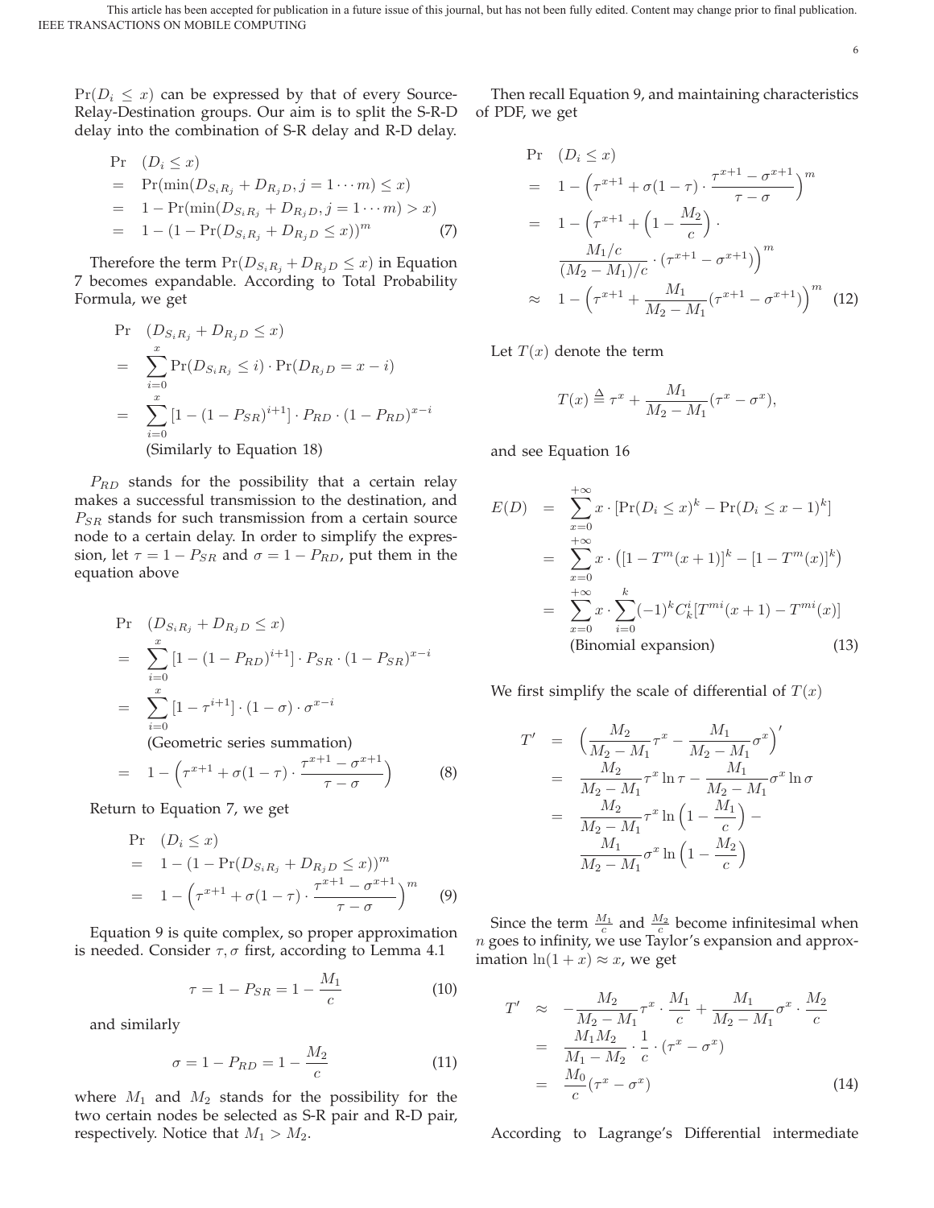$\Pr(D_i \le x)$ can be expressed by that of every Source-Relay-Destination groups. Our aim is to split the S-R-D delay into the combination of S-R delay and R-D delay.

$$
\begin{aligned}
\Pr &\quad (D_i \le x) \\
&= \Pr(\min(D_{S_iR_j} + D_{R_jD}, j = 1 \cdots m) \le x) \\
&= 1 - \Pr(\min(D_{S_iR_j} + D_{R_jD}, j = 1 \cdots m) > x) \\
&= 1 - (1 - \Pr(D_{S_iR_j} + D_{R_jD} \le x))^m \qquad (7)
\end{aligned}
$$

Therefore the term $\Pr(D_{S_iR_j} + D_{R_jD} \le x)$ in Equation 7 becomes expandable. According to Total Probability Formula, we get

$$
\begin{aligned}
\Pr &\quad (D_{S_iR_j} + D_{R_jD} \le x) \\
&= \sum_{i=0}^{x} \Pr(D_{S_iR_j} \le i) \cdot \Pr(D_{R_jD} = x - i) \\
&= \sum_{i=0}^{x} [1 - (1 - P_{SR})^{i+1}] \cdot P_{RD} \cdot (1 - P_{RD})^{x-i} \\
&\quad \text{(Similarly to Equation 18)}
\end{aligned}
$$

$P_{RD}$ stands for the possibility that a certain relay makes a successful transmission to the destination, and $P_{SR}$ stands for such transmission from a certain source node to a certain delay. In order to simplify the expression, let $\tau = 1 - P_{SR}$ and $\sigma = 1 - P_{RD}$, put them in the equation above

$$
\begin{aligned}
\Pr &\quad (D_{S_iR_j} + D_{R_jD} \le x) \\
&= \sum_{i=0}^{x} [1 - (1 - P_{RD})^{i+1}] \cdot P_{SR} \cdot (1 - P_{SR})^{x-i} \\
&= \sum_{i=0}^{x} [1 - \tau^{i+1}] \cdot (1 - \sigma) \cdot \sigma^{x-i} \\
&\quad \text{(Geometric series summation)} \\
&= 1 - \Big(\tau^{x+1} + \sigma(1 - \tau) \cdot \frac{\tau^{x+1} - \sigma^{x+1}}{\tau - \sigma}\Big) \qquad (8)
\end{aligned}
$$

Return to Equation 7, we get

$$
\begin{aligned}
\Pr &\quad (D_i \le x) \\
&= 1 - (1 - \Pr(D_{S_iR_j} + D_{R_jD} \le x))^m \\
&= 1 - \Big(\tau^{x+1} + \sigma(1 - \tau) \cdot \frac{\tau^{x+1} - \sigma^{x+1}}{\tau - \sigma}\Big)^m \qquad (9)
\end{aligned}
$$

Equation 9 is quite complex, so proper approximation is needed. Consider $\tau, \sigma$ first, according to Lemma 4.1

$$
\tau = 1 - P_{SR} = 1 - \frac{M_1}{c} \qquad (10)
$$

and similarly

$$
\sigma = 1 - P_{RD} = 1 - \frac{M_2}{c} \qquad (11)
$$

where $M_1$ and $M_2$ stands for the possibility for the two certain nodes be selected as S-R pair and R-D pair, respectively. Notice that $M_1 > M_2$.

Then recall Equation 9, and maintaining characteristics of PDF, we get

$$
\begin{aligned}
\Pr &\quad (D_i \le x) \\
&= 1 - \Big(\tau^{x+1} + \sigma(1 - \tau) \cdot \frac{\tau^{x+1} - \sigma^{x+1}}{\tau - \sigma}\Big)^m \\
&= 1 - \Big(\tau^{x+1} + \Big(1 - \frac{M_2}{c}\Big) \cdot \\
&\qquad \frac{M_1/c}{(M_2 - M_1)/c} \cdot (\tau^{x+1} - \sigma^{x+1})\Big)^m \\
&\approx 1 - \Big(\tau^{x+1} + \frac{M_1}{M_2 - M_1}(\tau^{x+1} - \sigma^{x+1})\Big)^m \qquad (12)
\end{aligned}
$$

Let $T(x)$ denote the term

$$
T(x) \triangleq \tau^x + \frac{M_1}{M_2 - M_1}(\tau^x - \sigma^x),
$$

and see Equation 16

$$
\begin{aligned}
E(D) &= \sum_{x=0}^{+\infty} x \cdot [\Pr(D_i \le x)^k - \Pr(D_i \le x - 1)^k] \\
&= \sum_{x=0}^{+\infty} x \cdot \big([1 - T^m(x+1)]^k - [1 - T^m(x)]^k\big) \\
&= \sum_{x=0}^{+\infty} x \cdot \sum_{i=0}^{k} (-1)^k C_k^i [T^{mi}(x+1) - T^{mi}(x)] \\
&\quad \text{(Binomial expansion)} \qquad (13)
\end{aligned}
$$

We first simplify the scale of differential of $T(x)$

$$
\begin{aligned}
T' &= \Big(\frac{M_2}{M_2 - M_1}\tau^x - \frac{M_1}{M_2 - M_1}\sigma^x\Big)' \\
&= \frac{M_2}{M_2 - M_1}\tau^x \ln \tau - \frac{M_1}{M_2 - M_1}\sigma^x \ln \sigma \\
&= \frac{M_2}{M_2 - M_1}\tau^x \ln\Big(1 - \frac{M_1}{c}\Big) - \\
&\qquad \frac{M_1}{M_2 - M_1}\sigma^x \ln\Big(1 - \frac{M_2}{c}\Big)
\end{aligned}
$$

Since the term $\frac{M_1}{c}$ and $\frac{M_2}{c}$ become infinitesimal when $n$ goes to infinity, we use Taylor's expansion and approximation $\ln(1 + x) \approx x$, we get

$$
\begin{aligned}
T' &\approx -\frac{M_2}{M_2 - M_1}\tau^x \cdot \frac{M_1}{c} + \frac{M_1}{M_2 - M_1}\sigma^x \cdot \frac{M_2}{c} \\
&= \frac{M_1 M_2}{M_1 - M_2} \cdot \frac{1}{c} \cdot (\tau^x - \sigma^x) \\
&= \frac{M_0}{c}(\tau^x - \sigma^x) \qquad (14)
\end{aligned}
$$

According to Lagrange's Differential intermediate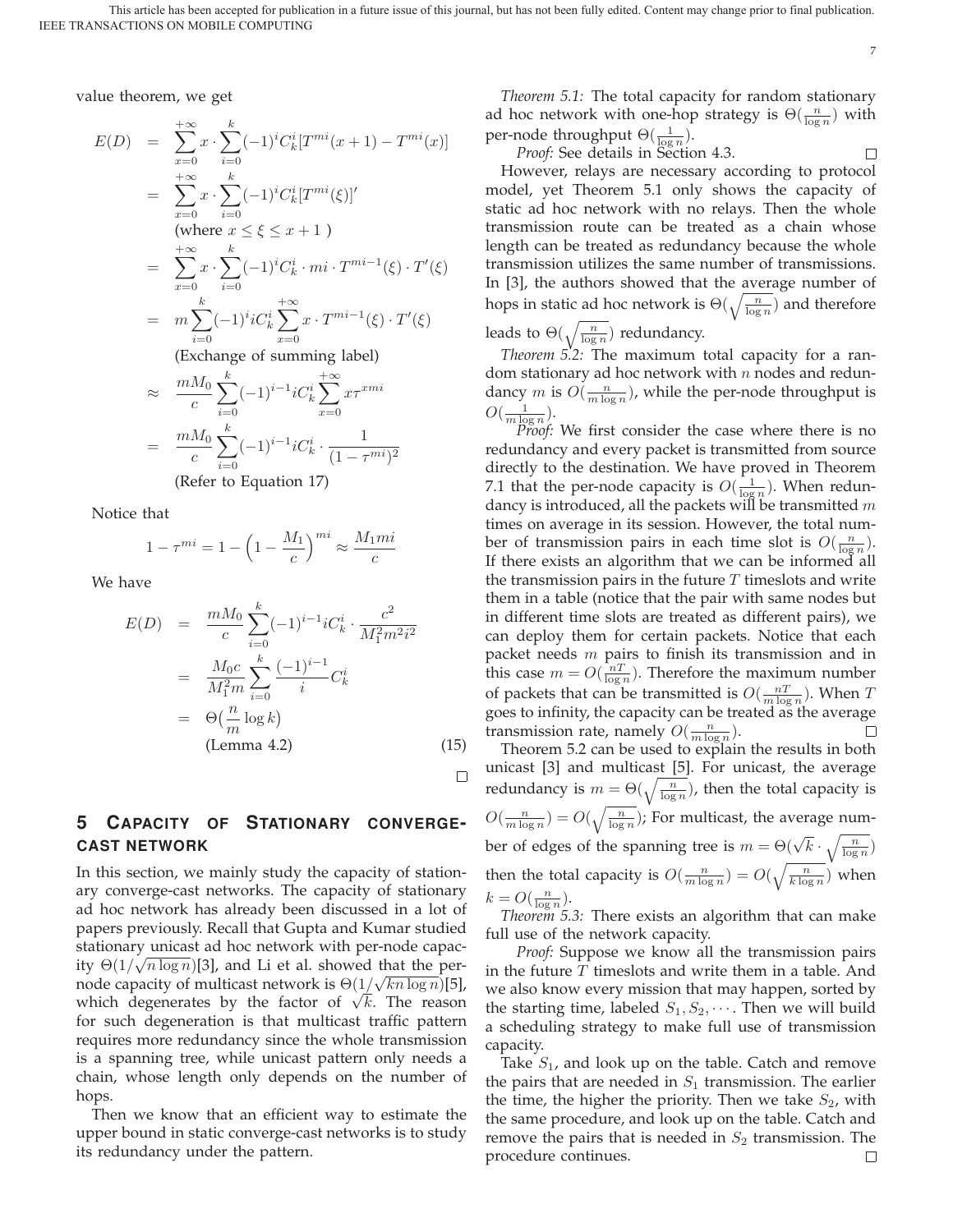value theorem, we get

$$
\begin{aligned}
E(D) &= \sum_{x=0}^{+\infty} x \cdot \sum_{i=0}^{k} (-1)^i C_k^i [T^{mi}(x+1) - T^{mi}(x)] \\
&= \sum_{x=0}^{+\infty} x \cdot \sum_{i=0}^{k} (-1)^i C_k^i [T^{mi}(\xi)]' \\
&\quad \text{(where } x \le \xi \le x+1 \text{ )} \\
&= \sum_{x=0}^{+\infty} x \cdot \sum_{i=0}^{k} (-1)^i C_k^i \cdot mi \cdot T^{mi-1}(\xi) \cdot T'(\xi) \\
&= m \sum_{i=0}^{k} (-1)^i i C_k^i \sum_{x=0}^{+\infty} x \cdot T^{mi-1}(\xi) \cdot T'(\xi) \\
&\quad \text{(Exchange of summing label)} \\
&\approx \frac{mM_0}{c} \sum_{i=0}^{k} (-1)^{i-1} i C_k^i \sum_{x=0}^{+\infty} x \tau^{xmi} \\
&= \frac{mM_0}{c} \sum_{i=0}^{k} (-1)^{i-1} i C_k^i \cdot \frac{1}{(1-\tau^{mi})^2} \\
&\quad \text{(Refer to Equation 17)}
\end{aligned}
$$

Notice that

$$
1 - \tau^{mi} = 1 - \Big(1 - \frac{M_1}{c}\Big)^{mi} \approx \frac{M_1 mi}{c}
$$

We have

$$
\begin{aligned}
E(D) &= \frac{mM_0}{c} \sum_{i=0}^{k} (-1)^{i-1} i C_k^i \cdot \frac{c^2}{M_1^2 m^2 i^2} \\
&= \frac{M_0 c}{M_1^2 m} \sum_{i=0}^{k} \frac{(-1)^{i-1}}{i} C_k^i \\
&= \Theta\big(\frac{n}{m} \log k\big) \\
&\quad \text{(Lemma 4.2)} \qquad (15)
\end{aligned}
$$

□

## 5 Capacity of Stationary Converge-cast Network

In this section, we mainly study the capacity of stationary converge-cast networks. The capacity of stationary ad hoc network has already been discussed in a lot of papers previously. Recall that Gupta and Kumar studied stationary unicast ad hoc network with per-node capacity $\Theta(1/\sqrt{n \log n})$[3], and Li et al. showed that the per-node capacity of multicast network is $\Theta(1/\sqrt{kn \log n})$[5], which degenerates by the factor of $\sqrt{k}$. The reason for such degeneration is that multicast traffic pattern requires more redundancy since the whole transmission is a spanning tree, while unicast pattern only needs a chain, whose length only depends on the number of hops.

Then we know that an efficient way to estimate the upper bound in static converge-cast networks is to study its redundancy under the pattern.

*Theorem 5.1:* The total capacity for random stationary ad hoc network with one-hop strategy is $\Theta(\frac{n}{\log n})$ with per-node throughput $\Theta(\frac{1}{\log n})$.

*Proof:* See details in Section 4.3. □

However, relays are necessary according to protocol model, yet Theorem 5.1 only shows the capacity of static ad hoc network with no relays. Then the whole transmission route can be treated as a chain whose length can be treated as redundancy because the whole transmission utilizes the same number of transmissions. In [3], the authors showed that the average number of hops in static ad hoc network is $\Theta(\sqrt{\frac{n}{\log n}})$ and therefore leads to $\Theta(\sqrt{\frac{n}{\log n}})$ redundancy.

*Theorem 5.2:* The maximum total capacity for a random stationary ad hoc network with $n$ nodes and redundancy $m$ is $O(\frac{n}{m \log n})$, while the per-node throughput is $O(\frac{1}{m \log n})$.

*Proof:* We first consider the case where there is no redundancy and every packet is transmitted from source directly to the destination. We have proved in Theorem 7.1 that the per-node capacity is $O(\frac{1}{\log n})$. When redundancy is introduced, all the packets will be transmitted $m$ times on average in its session. However, the total number of transmission pairs in each time slot is $O(\frac{n}{\log n})$. If there exists an algorithm that we can be informed all the transmission pairs in the future $T$ timeslots and write them in a table (notice that the pair with same nodes but in different time slots are treated as different pairs), we can deploy them for certain packets. Notice that each packet needs $m$ pairs to finish its transmission and in this case $m = O(\frac{nT}{\log n})$. Therefore the maximum number of packets that can be transmitted is $O(\frac{nT}{m \log n})$. When $T$ goes to infinity, the capacity can be treated as the average transmission rate, namely $O(\frac{n}{m \log n})$. □

Theorem 5.2 can be used to explain the results in both unicast [3] and multicast [5]. For unicast, the average redundancy is $m = \Theta(\sqrt{\frac{n}{\log n}})$, then the total capacity is $O(\frac{n}{m \log n}) = O(\sqrt{\frac{n}{\log n}})$; For multicast, the average number of edges of the spanning tree is $m = \Theta(\sqrt{k} \cdot \sqrt{\frac{n}{\log n}})$ then the total capacity is $O(\frac{n}{m \log n}) = O(\sqrt{\frac{n}{k \log n}})$ when $k = O(\frac{n}{\log n})$.

*Theorem 5.3:* There exists an algorithm that can make full use of the network capacity.

*Proof:* Suppose we know all the transmission pairs in the future $T$ timeslots and write them in a table. And we also know every mission that may happen, sorted by the starting time, labeled $S_1, S_2, \cdots$. Then we will build a scheduling strategy to make full use of transmission capacity.

Take $S_1$, and look up on the table. Catch and remove the pairs that are needed in $S_1$ transmission. The earlier the time, the higher the priority. Then we take $S_2$, with the same procedure, and look up on the table. Catch and remove the pairs that is needed in $S_2$ transmission. The procedure continues. □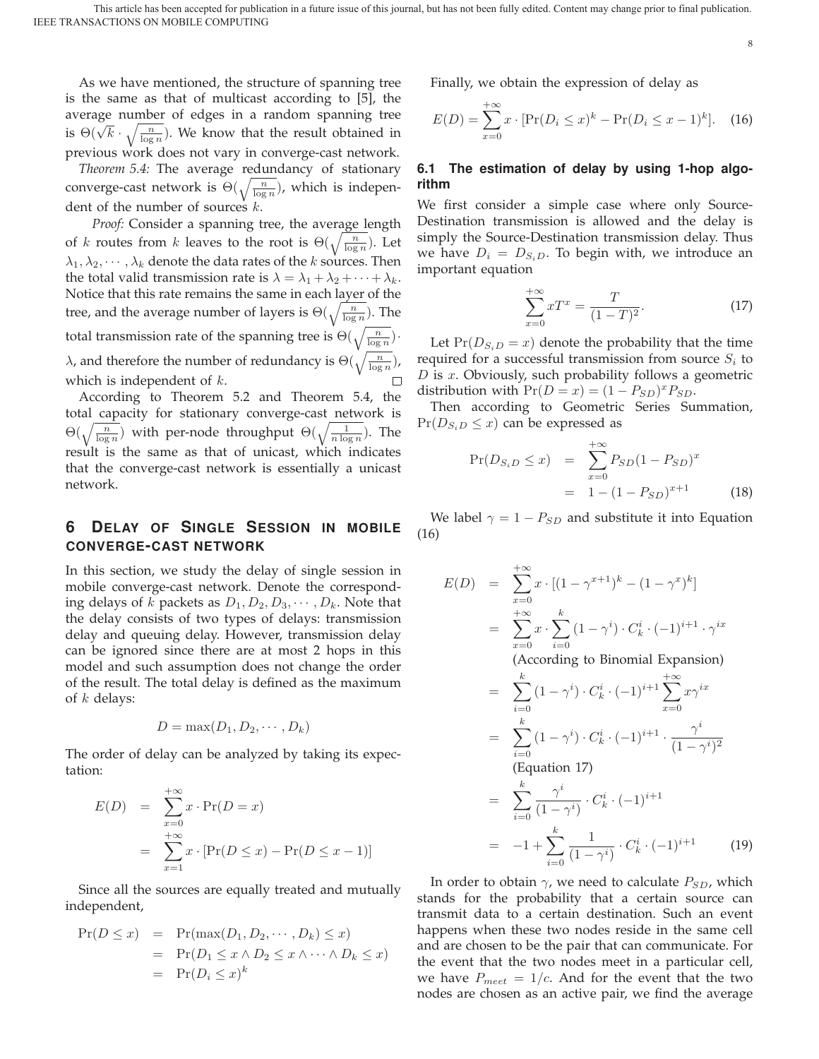As we have mentioned, the structure of spanning tree is the same as that of multicast according to [5], the average number of edges in a random spanning tree is $\Theta(\sqrt{k} \cdot \sqrt{\frac{n}{\log n}})$. We know that the result obtained in previous work does not vary in converge-cast network.

*Theorem 5.4:* The average redundancy of stationary converge-cast network is $\Theta(\sqrt{\frac{n}{\log n}})$, which is independent of the number of sources $k$.

*Proof:* Consider a spanning tree, the average length of $k$ routes from $k$ leaves to the root is $\Theta(\sqrt{\frac{n}{\log n}})$. Let $\lambda_1, \lambda_2, \cdots, \lambda_k$ denote the data rates of the $k$ sources. Then the total valid transmission rate is $\lambda = \lambda_1 + \lambda_2 + \cdots + \lambda_k$. Notice that this rate remains the same in each layer of the tree, and the average number of layers is $\Theta(\sqrt{\frac{n}{\log n}})$. The total transmission rate of the spanning tree is $\Theta(\sqrt{\frac{n}{\log n}}) \cdot \lambda$, and therefore the number of redundancy is $\Theta(\sqrt{\frac{n}{\log n}})$, which is independent of $k$. □

According to Theorem 5.2 and Theorem 5.4, the total capacity for stationary converge-cast network is $\Theta(\sqrt{\frac{n}{\log n}})$ with per-node throughput $\Theta(\sqrt{\frac{1}{n \log n}})$. The result is the same as that of unicast, which indicates that the converge-cast network is essentially a unicast network.

# 6 Delay of Single Session in Mobile Converge-Cast Network

In this section, we study the delay of single session in mobile converge-cast network. Denote the corresponding delays of $k$ packets as $D_1, D_2, D_3, \cdots, D_k$. Note that the delay consists of two types of delays: transmission delay and queuing delay. However, transmission delay can be ignored since there are at most 2 hops in this model and such assumption does not change the order of the result. The total delay is defined as the maximum of $k$ delays:

$$D = \max(D_1, D_2, \cdots, D_k)$$

The order of delay can be analyzed by taking its expectation:

$$\begin{aligned} E(D) &= \sum_{x=0}^{+\infty} x \cdot \Pr(D = x) \\ &= \sum_{x=1}^{+\infty} x \cdot [\Pr(D \leq x) - \Pr(D \leq x-1)] \end{aligned}$$

Since all the sources are equally treated and mutually independent,

$$\begin{aligned} \Pr(D \leq x) &= \Pr(\max(D_1, D_2, \cdots, D_k) \leq x) \\ &= \Pr(D_1 \leq x \wedge D_2 \leq x \wedge \cdots \wedge D_k \leq x) \\ &= \Pr(D_i \leq x)^k \end{aligned}$$

Finally, we obtain the expression of delay as

$$E(D) = \sum_{x=0}^{+\infty} x \cdot [\Pr(D_i \leq x)^k - \Pr(D_i \leq x-1)^k]. \quad (16)$$

## 6.1 The estimation of delay by using 1-hop algorithm

We first consider a simple case where only Source-Destination transmission is allowed and the delay is simply the Source-Destination transmission delay. Thus we have $D_i = D_{S_i D}$. To begin with, we introduce an important equation

$$\sum_{x=0}^{+\infty} x T^x = \frac{T}{(1-T)^2}. \quad (17)$$

Let $\Pr(D_{S_i D} = x)$ denote the probability that the time required for a successful transmission from source $S_i$ to $D$ is $x$. Obviously, such probability follows a geometric distribution with $\Pr(D = x) = (1 - P_{SD})^x P_{SD}$.

Then according to Geometric Series Summation, $\Pr(D_{S_i D} \leq x)$ can be expressed as

$$\begin{aligned} \Pr(D_{S_i D} \leq x) &= \sum_{x=0}^{+\infty} P_{SD}(1 - P_{SD})^x \\ &= 1 - (1 - P_{SD})^{x+1} \end{aligned} \quad (18)$$

We label $\gamma = 1 - P_{SD}$ and substitute it into Equation (16)

$$\begin{aligned} E(D) &= \sum_{x=0}^{+\infty} x \cdot [(1 - \gamma^{x+1})^k - (1 - \gamma^x)^k] \\ &= \sum_{x=0}^{+\infty} x \cdot \sum_{i=0}^{k} (1 - \gamma^i) \cdot C_k^i \cdot (-1)^{i+1} \cdot \gamma^{ix} \\ &\quad \text{(According to Binomial Expansion)} \\ &= \sum_{i=0}^{k} (1 - \gamma^i) \cdot C_k^i \cdot (-1)^{i+1} \sum_{x=0}^{+\infty} x \gamma^{ix} \\ &= \sum_{i=0}^{k} (1 - \gamma^i) \cdot C_k^i \cdot (-1)^{i+1} \cdot \frac{\gamma^i}{(1 - \gamma^i)^2} \\ &\quad \text{(Equation 17)} \\ &= \sum_{i=0}^{k} \frac{\gamma^i}{(1 - \gamma^i)} \cdot C_k^i \cdot (-1)^{i+1} \\ &= -1 + \sum_{i=0}^{k} \frac{1}{(1 - \gamma^i)} \cdot C_k^i \cdot (-1)^{i+1} \end{aligned} \quad (19)$$

In order to obtain $\gamma$, we need to calculate $P_{SD}$, which stands for the probability that a certain source can transmit data to a certain destination. Such an event happens when these two nodes reside in the same cell and are chosen to be the pair that can communicate. For the event that the two nodes meet in a particular cell, we have $P_{meet} = 1/c$. And for the event that the two nodes are chosen as an active pair, we find the average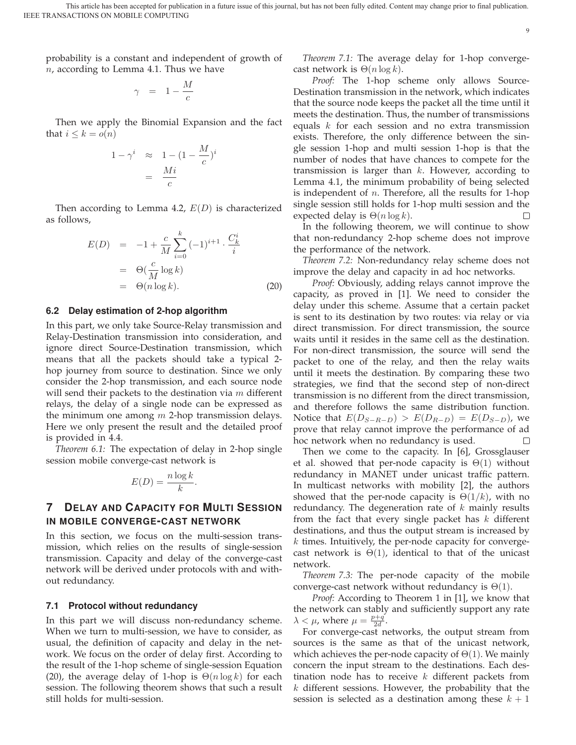probability is a constant and independent of growth of $n$, according to Lemma 4.1. Thus we have

$$\gamma \;=\; 1-\frac{M}{c}$$

Then we apply the Binomial Expansion and the fact that $i \leq k = o(n)$

$$\begin{aligned} 1-\gamma^i &\approx 1-(1-\frac{M}{c})^i \\ &= \frac{Mi}{c} \end{aligned}$$

Then according to Lemma 4.2, $E(D)$ is characterized as follows,

$$\begin{aligned} E(D) &= -1+\frac{c}{M}\sum_{i=0}^{k}(-1)^{i+1}\cdot\frac{C_k^i}{i} \\ &= \Theta(\frac{c}{M}\log k) \\ &= \Theta(n\log k). \end{aligned} \tag{20}$$

### 6.2 Delay estimation of 2-hop algorithm

In this part, we only take Source-Relay transmission and Relay-Destination transmission into consideration, and ignore direct Source-Destination transmission, which means that all the packets should take a typical 2-hop journey from source to destination. Since we only consider the 2-hop transmission, and each source node will send their packets to the destination via $m$ different relays, the delay of a single node can be expressed as the minimum one among $m$ 2-hop transmission delays. Here we only present the result and the detailed proof is provided in 4.4.

*Theorem 6.1:* The expectation of delay in 2-hop single session mobile converge-cast network is

$$E(D) = \frac{n\log k}{k}.$$

## 7 Delay and Capacity for Multi Session in Mobile Converge-Cast Network

In this section, we focus on the multi-session transmission, which relies on the results of single-session transmission. Capacity and delay of the converge-cast network will be derived under protocols with and without redundancy.

### 7.1 Protocol without redundancy

In this part we will discuss non-redundancy scheme. When we turn to multi-session, we have to consider, as usual, the definition of capacity and delay in the network. We focus on the order of delay first. According to the result of the 1-hop scheme of single-session Equation (20), the average delay of 1-hop is $\Theta(n\log k)$ for each session. The following theorem shows that such a result still holds for multi-session.

*Theorem 7.1:* The average delay for 1-hop converge-cast network is $\Theta(n\log k)$.

*Proof:* The 1-hop scheme only allows Source-Destination transmission in the network, which indicates that the source node keeps the packet all the time until it meets the destination. Thus, the number of transmissions equals $k$ for each session and no extra transmission exists. Therefore, the only difference between the single session 1-hop and multi session 1-hop is that the number of nodes that have chances to compete for the transmission is larger than $k$. However, according to Lemma 4.1, the minimum probability of being selected is independent of $n$. Therefore, all the results for 1-hop single session still holds for 1-hop multi session and the expected delay is $\Theta(n\log k)$. □

In the following theorem, we will continue to show that non-redundancy 2-hop scheme does not improve the performance of the network.

*Theorem 7.2:* Non-redundancy relay scheme does not improve the delay and capacity in ad hoc networks.

*Proof:* Obviously, adding relays cannot improve the capacity, as proved in [1]. We need to consider the delay under this scheme. Assume that a certain packet is sent to its destination by two routes: via relay or via direct transmission. For direct transmission, the source waits until it resides in the same cell as the destination. For non-direct transmission, the source will send the packet to one of the relay, and then the relay waits until it meets the destination. By comparing these two strategies, we find that the second step of non-direct transmission is no different from the direct transmission, and therefore follows the same distribution function. Notice that $E(D_{S-R-D}) > E(D_{R-D}) = E(D_{S-D})$, we prove that relay cannot improve the performance of ad hoc network when no redundancy is used. □

Then we come to the capacity. In [6], Grossglauser et al. showed that per-node capacity is $\Theta(1)$ without redundancy in MANET under unicast traffic pattern. In multicast networks with mobility [2], the authors showed that the per-node capacity is $\Theta(1/k)$, with no redundancy. The degeneration rate of $k$ mainly results from the fact that every single packet has $k$ different destinations, and thus the output stream is increased by $k$ times. Intuitively, the per-node capacity for converge-cast network is $\Theta(1)$, identical to that of the unicast network.

*Theorem 7.3:* The per-node capacity of the mobile converge-cast network without redundancy is $\Theta(1)$.

*Proof:* According to Theorem 1 in [1], we know that the network can stably and sufficiently support any rate $\lambda < \mu$, where $\mu = \frac{p+q}{2d}$.

For converge-cast networks, the output stream from sources is the same as that of the unicast network, which achieves the per-node capacity of $\Theta(1)$. We mainly concern the input stream to the destinations. Each destination node has to receive $k$ different packets from $k$ different sessions. However, the probability that the session is selected as a destination among these $k+1$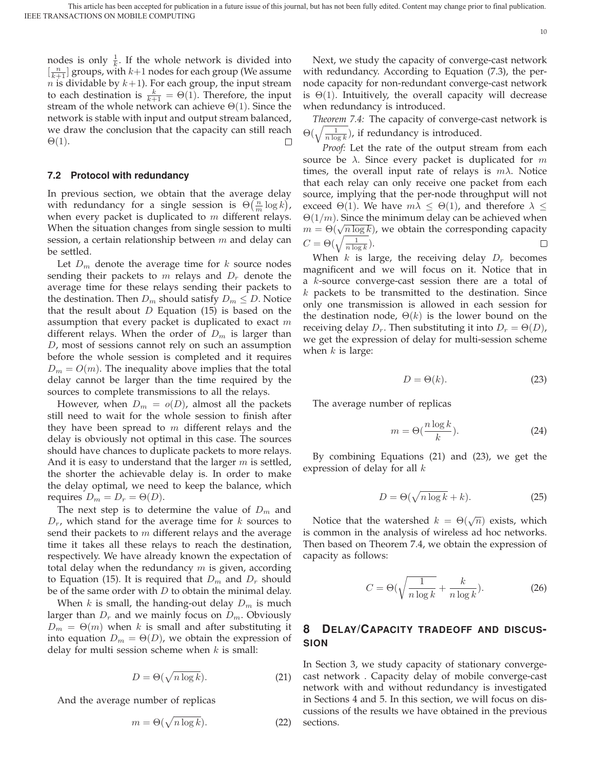nodes is only $\frac{1}{k}$. If the whole network is divided into $[\frac{n}{k+1}]$ groups, with $k+1$ nodes for each group (We assume $n$ is dividable by $k+1$). For each group, the input stream to each destination is $\frac{k}{k+1} = \Theta(1)$. Therefore, the input stream of the whole network can achieve $\Theta(1)$. Since the network is stable with input and output stream balanced, we draw the conclusion that the capacity can still reach $\Theta(1)$. □

### 7.2 Protocol with redundancy

In previous section, we obtain that the average delay with redundancy for a single session is $\Theta\big(\frac{n}{m}\log k\big)$, when every packet is duplicated to $m$ different relays. When the situation changes from single session to multi session, a certain relationship between $m$ and delay can be settled.

Let $D_m$ denote the average time for $k$ source nodes sending their packets to $m$ relays and $D_r$ denote the average time for these relays sending their packets to the destination. Then $D_m$ should satisfy $D_m \leq D$. Notice that the result about $D$ Equation (15) is based on the assumption that every packet is duplicated to exact $m$ different relays. When the order of $D_m$ is larger than $D$, most of sessions cannot rely on such an assumption before the whole session is completed and it requires $D_m = O(m)$. The inequality above implies that the total delay cannot be larger than the time required by the sources to complete transmissions to all the relays.

However, when $D_m = o(D)$, almost all the packets still need to wait for the whole session to finish after they have been spread to $m$ different relays and the delay is obviously not optimal in this case. The sources should have chances to duplicate packets to more relays. And it is easy to understand that the larger $m$ is settled, the shorter the achievable delay is. In order to make the delay optimal, we need to keep the balance, which requires $D_m = D_r = \Theta(D)$.

The next step is to determine the value of $D_m$ and $D_r$, which stand for the average time for $k$ sources to send their packets to $m$ different relays and the average time it takes all these relays to reach the destination, respectively. We have already known the expectation of total delay when the redundancy $m$ is given, according to Equation (15). It is required that $D_m$ and $D_r$ should be of the same order with $D$ to obtain the minimal delay.

When $k$ is small, the handing-out delay $D_m$ is much larger than $D_r$ and we mainly focus on $D_m$. Obviously $D_m = \Theta(m)$ when $k$ is small and after substituting it into equation $D_m = \Theta(D)$, we obtain the expression of delay for multi session scheme when $k$ is small:

$$D = \Theta(\sqrt{n\log k}). \tag{21}$$

And the average number of replicas

$$m = \Theta(\sqrt{n\log k}). \tag{22}$$

Next, we study the capacity of converge-cast network with redundancy. According to Equation (7.3), the per-node capacity for non-redundant converge-cast network is $\Theta(1)$. Intuitively, the overall capacity will decrease when redundancy is introduced.

*Theorem 7.4:* The capacity of converge-cast network is $\Theta(\sqrt{\frac{1}{n\log k}})$, if redundancy is introduced.

*Proof:* Let the rate of the output stream from each source be $\lambda$. Since every packet is duplicated for $m$ times, the overall input rate of relays is $m\lambda$. Notice that each relay can only receive one packet from each source, implying that the per-node throughput will not exceed $\Theta(1)$. We have $m\lambda \leq \Theta(1)$, and therefore $\lambda \leq \Theta(1/m)$. Since the minimum delay can be achieved when $m = \Theta(\sqrt{n\log k})$, we obtain the corresponding capacity $C = \Theta(\sqrt{\frac{1}{n\log k}})$. □

When $k$ is large, the receiving delay $D_r$ becomes magnificent and we will focus on it. Notice that in a $k$-source converge-cast session there are a total of $k$ packets to be transmitted to the destination. Since only one transmission is allowed in each session for the destination node, $\Theta(k)$ is the lower bound on the receiving delay $D_r$. Then substituting it into $D_r = \Theta(D)$, we get the expression of delay for multi-session scheme when $k$ is large:

$$D = \Theta(k). \tag{23}$$

The average number of replicas

$$m = \Theta(\frac{n\log k}{k}). \tag{24}$$

By combining Equations (21) and (23), we get the expression of delay for all $k$

$$D = \Theta(\sqrt{n\log k} + k). \tag{25}$$

Notice that the watershed $k = \Theta(\sqrt{n})$ exists, which is common in the analysis of wireless ad hoc networks. Then based on Theorem 7.4, we obtain the expression of capacity as follows:

$$C = \Theta(\sqrt{\frac{1}{n\log k}} + \frac{k}{n\log k}). \tag{26}$$

## 8 Delay/Capacity tradeoff and discussion

In Section 3, we study capacity of stationary converge-cast network . Capacity delay of mobile converge-cast network with and without redundancy is investigated in Sections 4 and 5. In this section, we will focus on discussions of the results we have obtained in the previous sections.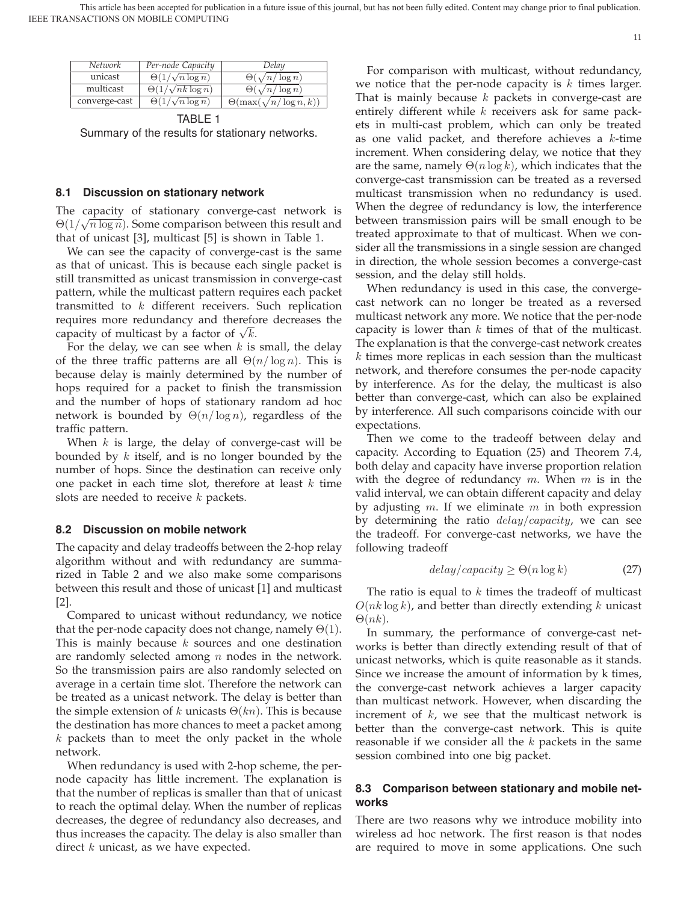| Network | Per-node Capacity | Delay |
|---|---|---|
| unicast | $\Theta(1/\sqrt{n\log n})$ | $\Theta(\sqrt{n/\log n})$ |
| multicast | $\Theta(1/\sqrt{nk\log n})$ | $\Theta(\sqrt{n/\log n})$ |
| converge-cast | $\Theta(1/\sqrt{n\log n})$ | $\Theta(\max(\sqrt{n/\log n}, k))$ |

TABLE 1
Summary of the results for stationary networks.

### 8.1 Discussion on stationary network

The capacity of stationary converge-cast network is $\Theta(1/\sqrt{n\log n})$. Some comparison between this result and that of unicast [3], multicast [5] is shown in Table 1.

We can see the capacity of converge-cast is the same as that of unicast. This is because each single packet is still transmitted as unicast transmission in converge-cast pattern, while the multicast pattern requires each packet transmitted to $k$ different receivers. Such replication requires more redundancy and therefore decreases the capacity of multicast by a factor of $\sqrt{k}$.

For the delay, we can see when $k$ is small, the delay of the three traffic patterns are all $\Theta(n/\log n)$. This is because delay is mainly determined by the number of hops required for a packet to finish the transmission and the number of hops of stationary random ad hoc network is bounded by $\Theta(n/\log n)$, regardless of the traffic pattern.

When $k$ is large, the delay of converge-cast will be bounded by $k$ itself, and is no longer bounded by the number of hops. Since the destination can receive only one packet in each time slot, therefore at least $k$ time slots are needed to receive $k$ packets.

### 8.2 Discussion on mobile network

The capacity and delay tradeoffs between the 2-hop relay algorithm without and with redundancy are summarized in Table 2 and we also make some comparisons between this result and those of unicast [1] and multicast [2].

Compared to unicast without redundancy, we notice that the per-node capacity does not change, namely $\Theta(1)$. This is mainly because $k$ sources and one destination are randomly selected among $n$ nodes in the network. So the transmission pairs are also randomly selected on average in a certain time slot. Therefore the network can be treated as a unicast network. The delay is better than the simple extension of $k$ unicasts $\Theta(kn)$. This is because the destination has more chances to meet a packet among $k$ packets than to meet the only packet in the whole network.

When redundancy is used with 2-hop scheme, the per-node capacity has little increment. The explanation is that the number of replicas is smaller than that of unicast to reach the optimal delay. When the number of replicas decreases, the degree of redundancy also decreases, and thus increases the capacity. The delay is also smaller than direct $k$ unicast, as we have expected.

For comparison with multicast, without redundancy, we notice that the per-node capacity is $k$ times larger. That is mainly because $k$ packets in converge-cast are entirely different while $k$ receivers ask for same packets in multi-cast problem, which can only be treated as one valid packet, and therefore achieves a $k$-time increment. When considering delay, we notice that they are the same, namely $\Theta(n\log k)$, which indicates that the converge-cast transmission can be treated as a reversed multicast transmission when no redundancy is used. When the degree of redundancy is low, the interference between transmission pairs will be small enough to be treated approximate to that of multicast. When we consider all the transmissions in a single session are changed in direction, the whole session becomes a converge-cast session, and the delay still holds.

When redundancy is used in this case, the converge-cast network can no longer be treated as a reversed multicast network any more. We notice that the per-node capacity is lower than $k$ times of that of the multicast. The explanation is that the converge-cast network creates $k$ times more replicas in each session than the multicast network, and therefore consumes the per-node capacity by interference. As for the delay, the multicast is also better than converge-cast, which can also be explained by interference. All such comparisons coincide with our expectations.

Then we come to the tradeoff between delay and capacity. According to Equation (25) and Theorem 7.4, both delay and capacity have inverse proportion relation with the degree of redundancy $m$. When $m$ is in the valid interval, we can obtain different capacity and delay by adjusting $m$. If we eliminate $m$ in both expression by determining the ratio $delay/capacity$, we can see the tradeoff. For converge-cast networks, we have the following tradeoff

$$delay/capacity \geq \Theta(n\log k) \tag{27}$$

The ratio is equal to $k$ times the tradeoff of multicast $O(nk\log k)$, and better than directly extending $k$ unicast $\Theta(nk)$.

In summary, the performance of converge-cast networks is better than directly extending result of that of unicast networks, which is quite reasonable as it stands. Since we increase the amount of information by k times, the converge-cast network achieves a larger capacity than multicast network. However, when discarding the increment of $k$, we see that the multicast network is better than the converge-cast network. This is quite reasonable if we consider all the $k$ packets in the same session combined into one big packet.

### 8.3 Comparison between stationary and mobile networks

There are two reasons why we introduce mobility into wireless ad hoc network. The first reason is that nodes are required to move in some applications. One such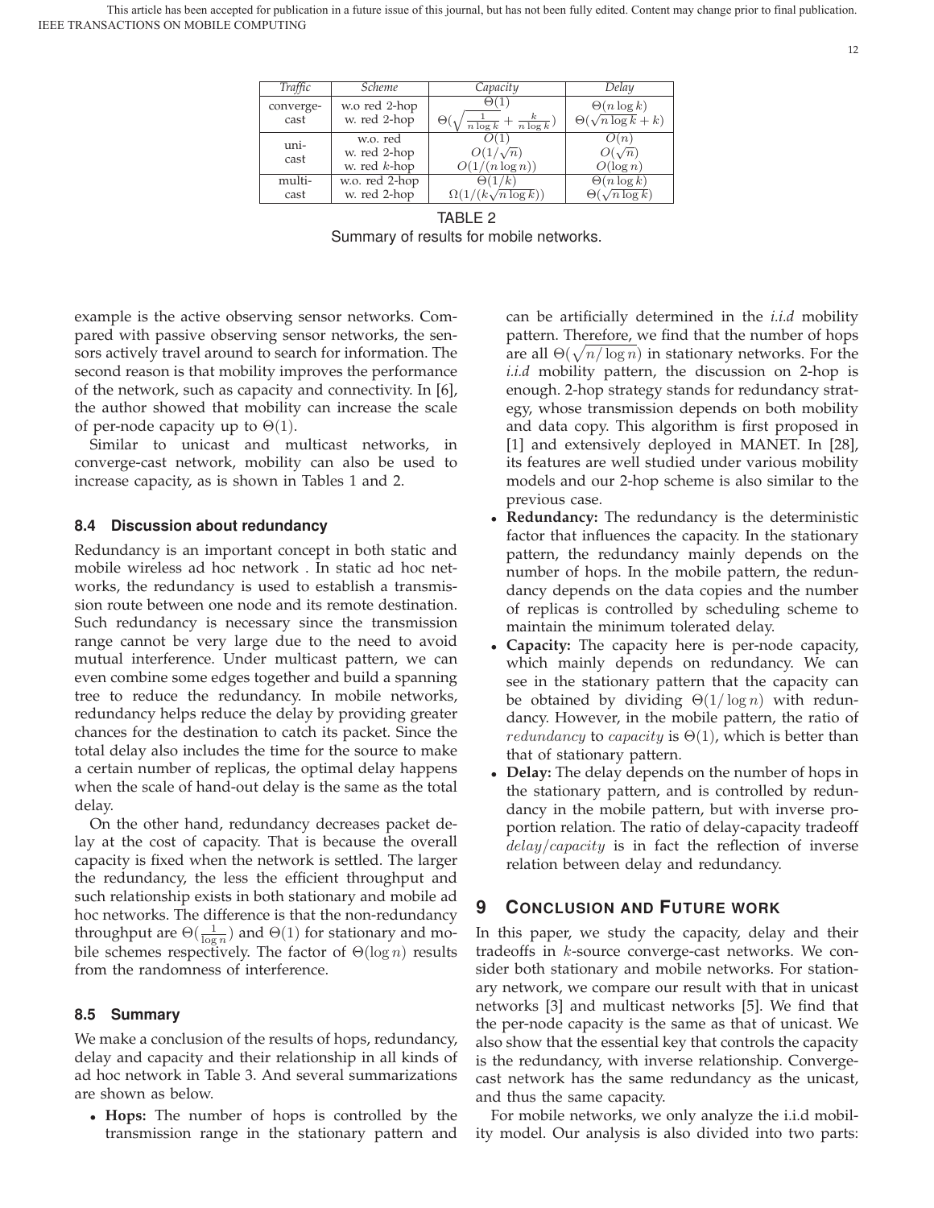| Traffic | Scheme | Capacity | Delay |
|---|---|---|---|
| converge-cast | w.o red 2-hop | $\Theta(1)$ | $\Theta(n \log k)$ |
| | w. red 2-hop | $\Theta(\sqrt{\frac{1}{n \log k}} + \frac{k}{n \log k})$ | $\Theta(\sqrt{n \log k} + k)$ |
| uni-cast | w.o. red | $O(1)$ | $O(n)$ |
| | w. red 2-hop | $O(1/\sqrt{n})$ | $O(\sqrt{n})$ |
| | w. red $k$-hop | $O(1/(n \log n))$ | $O(\log n)$ |
| multi-cast | w.o. red 2-hop | $\Theta(1/k)$ | $\Theta(n \log k)$ |
| | w. red 2-hop | $\Omega(1/(k\sqrt{n \log k}))$ | $\Theta(\sqrt{n \log k})$ |

TABLE 2
Summary of results for mobile networks.

example is the active observing sensor networks. Compared with passive observing sensor networks, the sensors actively travel around to search for information. The second reason is that mobility improves the performance of the network, such as capacity and connectivity. In [6], the author showed that mobility can increase the scale of per-node capacity up to $\Theta(1)$.

Similar to unicast and multicast networks, in converge-cast network, mobility can also be used to increase capacity, as is shown in Tables 1 and 2.

### 8.4 Discussion about redundancy

Redundancy is an important concept in both static and mobile wireless ad hoc network . In static ad hoc networks, the redundancy is used to establish a transmission route between one node and its remote destination. Such redundancy is necessary since the transmission range cannot be very large due to the need to avoid mutual interference. Under multicast pattern, we can even combine some edges together and build a spanning tree to reduce the redundancy. In mobile networks, redundancy helps reduce the delay by providing greater chances for the destination to catch its packet. Since the total delay also includes the time for the source to make a certain number of replicas, the optimal delay happens when the scale of hand-out delay is the same as the total delay.

On the other hand, redundancy decreases packet delay at the cost of capacity. That is because the overall capacity is fixed when the network is settled. The larger the redundancy, the less the efficient throughput and such relationship exists in both stationary and mobile ad hoc networks. The difference is that the non-redundancy throughput are $\Theta(\frac{1}{\log n})$ and $\Theta(1)$ for stationary and mobile schemes respectively. The factor of $\Theta(\log n)$ results from the randomness of interference.

### 8.5 Summary

We make a conclusion of the results of hops, redundancy, delay and capacity and their relationship in all kinds of ad hoc network in Table 3. And several summarizations are shown as below.

- **Hops:** The number of hops is controlled by the transmission range in the stationary pattern and can be artificially determined in the *i.i.d* mobility pattern. Therefore, we find that the number of hops are all $\Theta(\sqrt{n/\log n})$ in stationary networks. For the *i.i.d* mobility pattern, the discussion on 2-hop is enough. 2-hop strategy stands for redundancy strategy, whose transmission depends on both mobility and data copy. This algorithm is first proposed in [1] and extensively deployed in MANET. In [28], its features are well studied under various mobility models and our 2-hop scheme is also similar to the previous case.
- **Redundancy:** The redundancy is the deterministic factor that influences the capacity. In the stationary pattern, the redundancy mainly depends on the number of hops. In the mobile pattern, the redundancy depends on the data copies and the number of replicas is controlled by scheduling scheme to maintain the minimum tolerated delay.
- **Capacity:** The capacity here is per-node capacity, which mainly depends on redundancy. We can see in the stationary pattern that the capacity can be obtained by dividing $\Theta(1/\log n)$ with redundancy. However, in the mobile pattern, the ratio of $redundancy$ to $capacity$ is $\Theta(1)$, which is better than that of stationary pattern.
- **Delay:** The delay depends on the number of hops in the stationary pattern, and is controlled by redundancy in the mobile pattern, but with inverse proportion relation. The ratio of delay-capacity tradeoff $delay/capacity$ is in fact the reflection of inverse relation between delay and redundancy.

## 9 Conclusion and Future work

In this paper, we study the capacity, delay and their tradeoffs in $k$-source converge-cast networks. We consider both stationary and mobile networks. For stationary network, we compare our result with that in unicast networks [3] and multicast networks [5]. We find that the per-node capacity is the same as that of unicast. We also show that the essential key that controls the capacity is the redundancy, with inverse relationship. Converge-cast network has the same redundancy as the unicast, and thus the same capacity.

For mobile networks, we only analyze the i.i.d mobility model. Our analysis is also divided into two parts: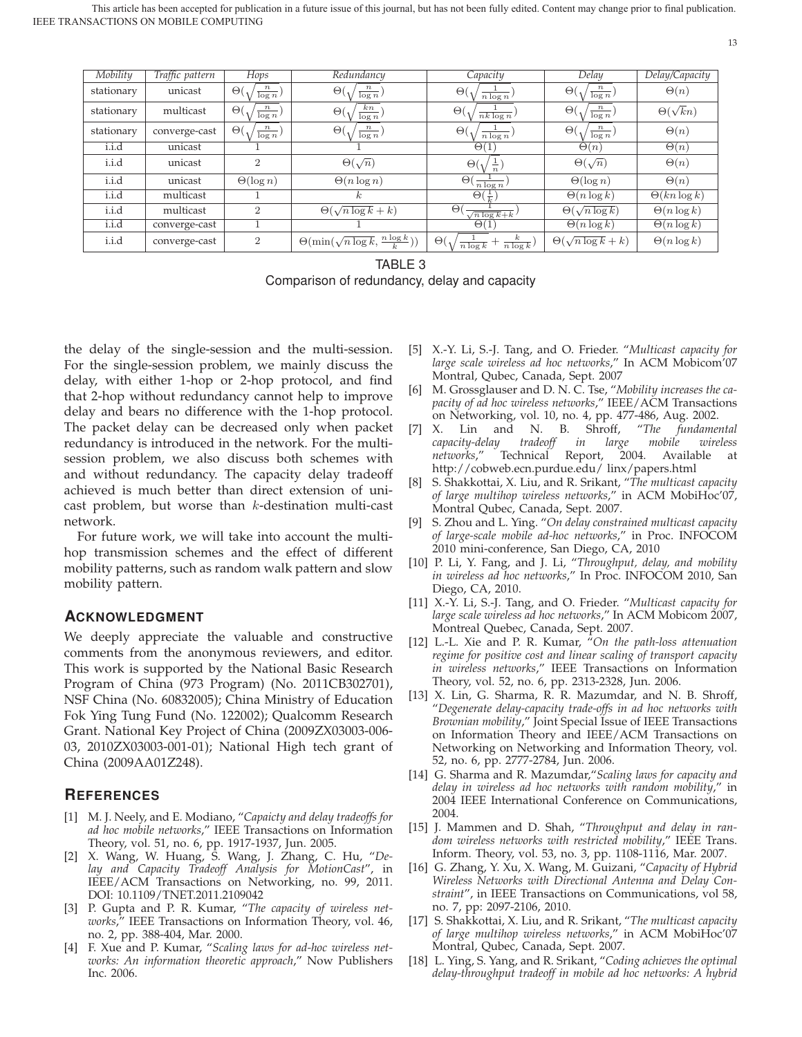| Mobility | Traffic pattern | Hops | Redundancy | Capacity | Delay | Delay/Capacity |
|---|---|---|---|---|---|---|
| stationary | unicast | $\Theta(\sqrt{\frac{n}{\log n}})$ | $\Theta(\sqrt{\frac{n}{\log n}})$ | $\Theta(\sqrt{\frac{1}{n \log n}})$ | $\Theta(\sqrt{\frac{n}{\log n}})$ | $\Theta(n)$ |
| stationary | multicast | $\Theta(\sqrt{\frac{n}{\log n}})$ | $\Theta(\sqrt{\frac{kn}{\log n}})$ | $\Theta(\sqrt{\frac{1}{nk \log n}})$ | $\Theta(\sqrt{\frac{n}{\log n}})$ | $\Theta(\sqrt{k}n)$ |
| stationary | converge-cast | $\Theta(\sqrt{\frac{n}{\log n}})$ | $\Theta(\sqrt{\frac{n}{\log n}})$ | $\Theta(\sqrt{\frac{1}{n \log n}})$ | $\Theta(\sqrt{\frac{n}{\log n}})$ | $\Theta(n)$ |
| i.i.d | unicast | 1 | 1 | $\Theta(1)$ | $\Theta(n)$ | $\Theta(n)$ |
| i.i.d | unicast | 2 | $\Theta(\sqrt{n})$ | $\Theta(\sqrt{\frac{1}{n}})$ | $\Theta(\sqrt{n})$ | $\Theta(n)$ |
| i.i.d | unicast | $\Theta(\log n)$ | $\Theta(n \log n)$ | $\Theta(\frac{1}{n \log n})$ | $\Theta(\log n)$ | $\Theta(n)$ |
| i.i.d | multicast | 1 | $k$ | $\Theta(\frac{1}{k})$ | $\Theta(n \log k)$ | $\Theta(kn \log k)$ |
| i.i.d | multicast | 2 | $\Theta(\sqrt{n \log k} + k)$ | $\Theta(\frac{1}{\sqrt{n \log k}+k})$ | $\Theta(\sqrt{n \log k})$ | $\Theta(n \log k)$ |
| i.i.d | converge-cast | 1 | 1 | $\Theta(1)$ | $\Theta(n \log k)$ | $\Theta(n \log k)$ |
| i.i.d | converge-cast | 2 | $\Theta(\min(\sqrt{n \log k}, \frac{n \log k}{k}))$ | $\Theta(\sqrt{\frac{1}{n \log k}} + \frac{k}{n \log k})$ | $\Theta(\sqrt{n \log k} + k)$ | $\Theta(n \log k)$ |

TABLE 3
Comparison of redundancy, delay and capacity

the delay of the single-session and the multi-session. For the single-session problem, we mainly discuss the delay, with either 1-hop or 2-hop protocol, and find that 2-hop without redundancy cannot help to improve delay and bears no difference with the 1-hop protocol. The packet delay can be decreased only when packet redundancy is introduced in the network. For the multi-session problem, we also discuss both schemes with and without redundancy. The capacity delay tradeoff achieved is much better than direct extension of unicast problem, but worse than $k$-destination multi-cast network.

For future work, we will take into account the multi-hop transmission schemes and the effect of different mobility patterns, such as random walk pattern and slow mobility pattern.

## Acknowledgment

We deeply appreciate the valuable and constructive comments from the anonymous reviewers, and editor. This work is supported by the National Basic Research Program of China (973 Program) (No. 2011CB302701), NSF China (No. 60832005); China Ministry of Education Fok Ying Tung Fund (No. 122002); Qualcomm Research Grant. National Key Project of China (2009ZX03003-006-03, 2010ZX03003-001-01); National High tech grant of China (2009AA01Z248).

## References

[1] M. J. Neely, and E. Modiano, "*Capaicty and delay tradeoffs for ad hoc mobile networks*," IEEE Transactions on Information Theory, vol. 51, no. 6, pp. 1917-1937, Jun. 2005.

[2] X. Wang, W. Huang, S. Wang, J. Zhang, C. Hu, "*Delay and Capacity Tradeoff Analysis for MotionCast*", in IEEE/ACM Transactions on Networking, no. 99, 2011. DOI: 10.1109/TNET.2011.2109042

[3] P. Gupta and P. R. Kumar, "*The capacity of wireless networks*," IEEE Transactions on Information Theory, vol. 46, no. 2, pp. 388-404, Mar. 2000.

[4] F. Xue and P. Kumar, "*Scaling laws for ad-hoc wireless networks: An information theoretic approach*," Now Publishers Inc. 2006.

[5] X.-Y. Li, S.-J. Tang, and O. Frieder. "*Multicast capacity for large scale wireless ad hoc networks*," In ACM Mobicom'07 Montral, Qubec, Canada, Sept. 2007

[6] M. Grossglauser and D. N. C. Tse, "*Mobility increases the capacity of ad hoc wireless networks*," IEEE/ACM Transactions on Networking, vol. 10, no. 4, pp. 477-486, Aug. 2002.

[7] X. Lin and N. B. Shroff, "*The fundamental capacity-delay tradeoff in large mobile wireless networks*," Technical Report, 2004. Available at http://cobweb.ecn.purdue.edu/ linx/papers.html

[8] S. Shakkottai, X. Liu, and R. Srikant, "*The multicast capacity of large multihop wireless networks*," in ACM MobiHoc'07, Montral Qubec, Canada, Sept. 2007.

[9] S. Zhou and L. Ying. "*On delay constrained multicast capacity of large-scale mobile ad-hoc networks*," in Proc. INFOCOM 2010 mini-conference, San Diego, CA, 2010

[10] P. Li, Y. Fang, and J. Li, "*Throughput, delay, and mobility in wireless ad hoc networks*," In Proc. INFOCOM 2010, San Diego, CA, 2010.

[11] X.-Y. Li, S.-J. Tang, and O. Frieder. "*Multicast capacity for large scale wireless ad hoc networks*," In ACM Mobicom 2007, Montreal Quebec, Canada, Sept. 2007.

[12] L.-L. Xie and P. R. Kumar, "*On the path-loss attenuation regime for positive cost and linear scaling of transport capacity in wireless networks*," IEEE Transactions on Information Theory, vol. 52, no. 6, pp. 2313-2328, Jun. 2006.

[13] X. Lin, G. Sharma, R. R. Mazumdar, and N. B. Shroff, "*Degenerate delay-capacity trade-offs in ad hoc networks with Brownian mobility*," Joint Special Issue of IEEE Transactions on Information Theory and IEEE/ACM Transactions on Networking on Networking and Information Theory, vol. 52, no. 6, pp. 2777-2784, Jun. 2006.

[14] G. Sharma and R. Mazumdar,"*Scaling laws for capacity and delay in wireless ad hoc networks with random mobility*," in 2004 IEEE International Conference on Communications, 2004.

[15] J. Mammen and D. Shah, "*Throughput and delay in random wireless networks with restricted mobility*," IEEE Trans. Inform. Theory, vol. 53, no. 3, pp. 1108-1116, Mar. 2007.

[16] G. Zhang, Y. Xu, X. Wang, M. Guizani, "*Capacity of Hybrid Wireless Networks with Directional Antenna and Delay Constraint*", in IEEE Transactions on Communications, vol 58, no. 7, pp: 2097-2106, 2010.

[17] S. Shakkottai, X. Liu, and R. Srikant, "*The multicast capacity of large multihop wireless networks*," in ACM MobiHoc'07 Montral, Qubec, Canada, Sept. 2007.

[18] L. Ying, S. Yang, and R. Srikant, "*Coding achieves the optimal delay-throughput tradeoff in mobile ad hoc networks: A hybrid*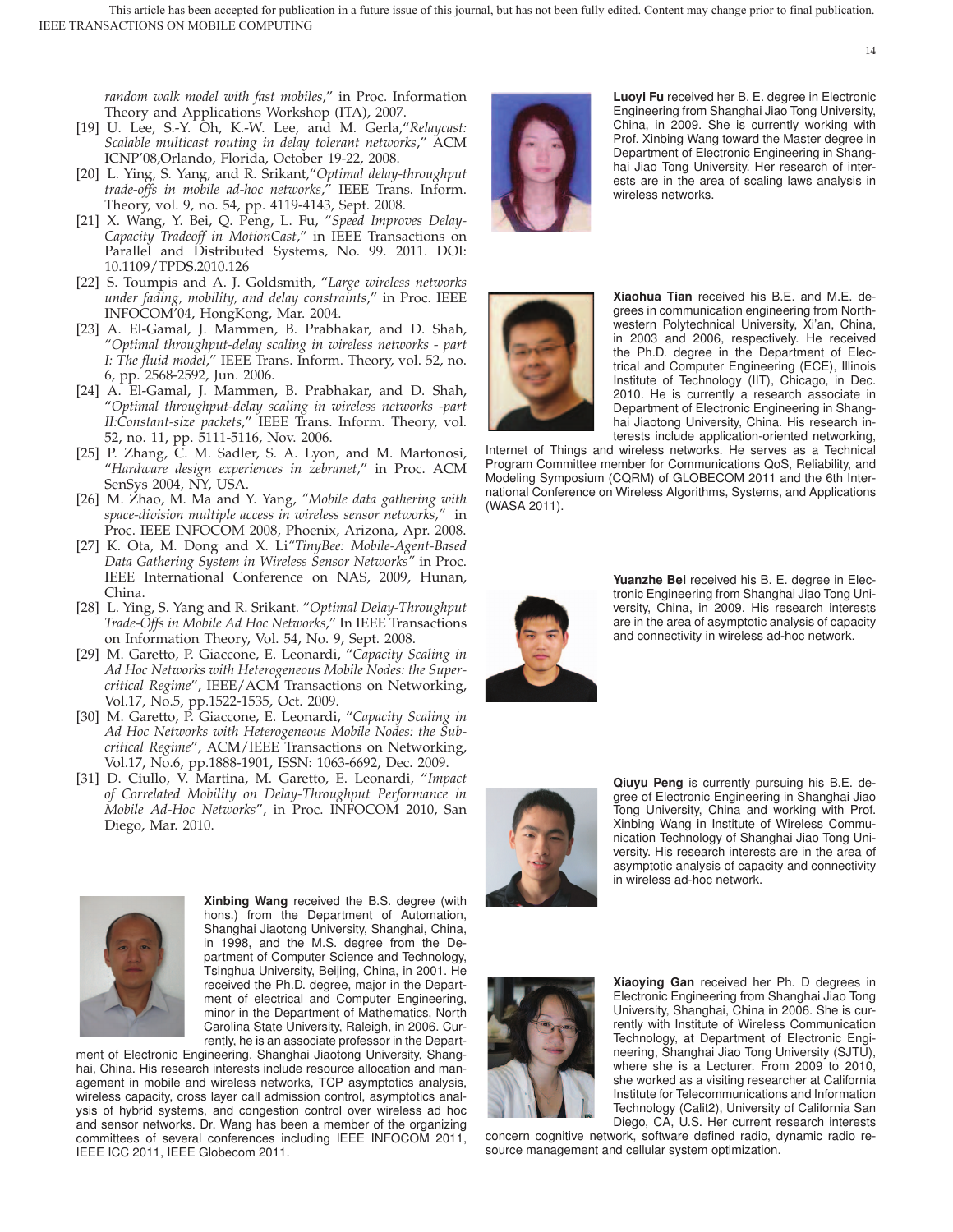random walk model with fast mobiles," in Proc. Information Theory and Applications Workshop (ITA), 2007.

[19] U. Lee, S.-Y. Oh, K.-W. Lee, and M. Gerla,"*Relaycast: Scalable multicast routing in delay tolerant networks*," ACM ICNP'08,Orlando, Florida, October 19-22, 2008.

[20] L. Ying, S. Yang, and R. Srikant,"*Optimal delay-throughput trade-offs in mobile ad-hoc networks*," IEEE Trans. Inform. Theory, vol. 9, no. 54, pp. 4119-4143, Sept. 2008.

[21] X. Wang, Y. Bei, Q. Peng, L. Fu, "*Speed Improves Delay-Capacity Tradeoff in MotionCast*," in IEEE Transactions on Parallel and Distributed Systems, No. 99. 2011. DOI: 10.1109/TPDS.2010.126

[22] S. Toumpis and A. J. Goldsmith, "*Large wireless networks under fading, mobility, and delay constraints*," in Proc. IEEE INFOCOM'04, HongKong, Mar. 2004.

[23] A. El-Gamal, J. Mammen, B. Prabhakar, and D. Shah, "*Optimal throughput-delay scaling in wireless networks - part I: The fluid model*," IEEE Trans. Inform. Theory, vol. 52, no. 6, pp. 2568-2592, Jun. 2006.

[24] A. El-Gamal, J. Mammen, B. Prabhakar, and D. Shah, "*Optimal throughput-delay scaling in wireless networks -part II:Constant-size packets*," IEEE Trans. Inform. Theory, vol. 52, no. 11, pp. 5111-5116, Nov. 2006.

[25] P. Zhang, C. M. Sadler, S. A. Lyon, and M. Martonosi, "*Hardware design experiences in zebranet*," in Proc. ACM SenSys 2004, NY, USA.

[26] M. Zhao, M. Ma and Y. Yang, *"Mobile data gathering with space-division multiple access in wireless sensor networks,"* in Proc. IEEE INFOCOM 2008, Phoenix, Arizona, Apr. 2008.

[27] K. Ota, M. Dong and X. Li*"TinyBee: Mobile-Agent-Based Data Gathering System in Wireless Sensor Networks"* in Proc. IEEE International Conference on NAS, 2009, Hunan, China.

[28] L. Ying, S. Yang and R. Srikant. "*Optimal Delay-Throughput Trade-Offs in Mobile Ad Hoc Networks*," In IEEE Transactions on Information Theory, Vol. 54, No. 9, Sept. 2008.

[29] M. Garetto, P. Giaccone, E. Leonardi, "*Capacity Scaling in Ad Hoc Networks with Heterogeneous Mobile Nodes: the Super-critical Regime*", IEEE/ACM Transactions on Networking, Vol.17, No.5, pp.1522-1535, Oct. 2009.

[30] M. Garetto, P. Giaccone, E. Leonardi, "*Capacity Scaling in Ad Hoc Networks with Heterogeneous Mobile Nodes: the Sub-critical Regime*", ACM/IEEE Transactions on Networking, Vol.17, No.6, pp.1888-1901, ISSN: 1063-6692, Dec. 2009.

[31] D. Ciullo, V. Martina, M. Garetto, E. Leonardi, "*Impact of Correlated Mobility on Delay-Throughput Performance in Mobile Ad-Hoc Networks*", in Proc. INFOCOM 2010, San Diego, Mar. 2010.

**Xinbing Wang** received the B.S. degree (with hons.) from the Department of Automation, Shanghai Jiaotong University, Shanghai, China, in 1998, and the M.S. degree from the Department of Computer Science and Technology, Tsinghua University, Beijing, China, in 2001. He received the Ph.D. degree, major in the Department of electrical and Computer Engineering, minor in the Department of Mathematics, North Carolina State University, Raleigh, in 2006. Currently, he is an associate professor in the Department of Electronic Engineering, Shanghai Jiaotong University, Shanghai, China. His research interests include resource allocation and management in mobile and wireless networks, TCP asymptotics analysis, wireless capacity, cross layer call admission control, asymptotics analysis of hybrid systems, and congestion control over wireless ad hoc and sensor networks. Dr. Wang has been a member of the organizing committees of several conferences including IEEE INFOCOM 2011, IEEE ICC 2011, IEEE Globecom 2011.

**Luoyi Fu** received her B. E. degree in Electronic Engineering from Shanghai Jiao Tong University, China, in 2009. She is currently working with Prof. Xinbing Wang toward the Master degree in Department of Electronic Engineering in Shanghai Jiao Tong University. Her research of interests are in the area of scaling laws analysis in wireless networks.

**Xiaohua Tian** received his B.E. and M.E. degrees in communication engineering from Northwestern Polytechnical University, Xi'an, China, in 2003 and 2006, respectively. He received the Ph.D. degree in the Department of Electrical and Computer Engineering (ECE), Illinois Institute of Technology (IIT), Chicago, in Dec. 2010. He is currently a research associate in Department of Electronic Engineering in Shanghai Jiaotong University, China. His research interests include application-oriented networking, Internet of Things and wireless networks. He serves as a Technical Program Committee member for Communications QoS, Reliability, and Modeling Symposium (CQRM) of GLOBECOM 2011 and the 6th International Conference on Wireless Algorithms, Systems, and Applications (WASA 2011).

**Yuanzhe Bei** received his B. E. degree in Electronic Engineering from Shanghai Jiao Tong University, China, in 2009. His research interests are in the area of asymptotic analysis of capacity and connectivity in wireless ad-hoc network.

**Qiuyu Peng** is currently pursuing his B.E. degree of Electronic Engineering in Shanghai Jiao Tong University, China and working with Prof. Xinbing Wang in Institute of Wireless Communication Technology of Shanghai Jiao Tong University. His research interests are in the area of asymptotic analysis of capacity and connectivity in wireless ad-hoc network.

**Xiaoying Gan** received her Ph. D degrees in Electronic Engineering from Shanghai Jiao Tong University, Shanghai, China in 2006. She is currently with Institute of Wireless Communication Technology, at Department of Electronic Engineering, Shanghai Jiao Tong University (SJTU), where she is a Lecturer. From 2009 to 2010, she worked as a visiting researcher at California Institute for Telecommunications and Information Technology (Calit2), University of California San Diego, CA, U.S. Her current research interests concern cognitive network, software defined radio, dynamic radio resource management and cellular system optimization.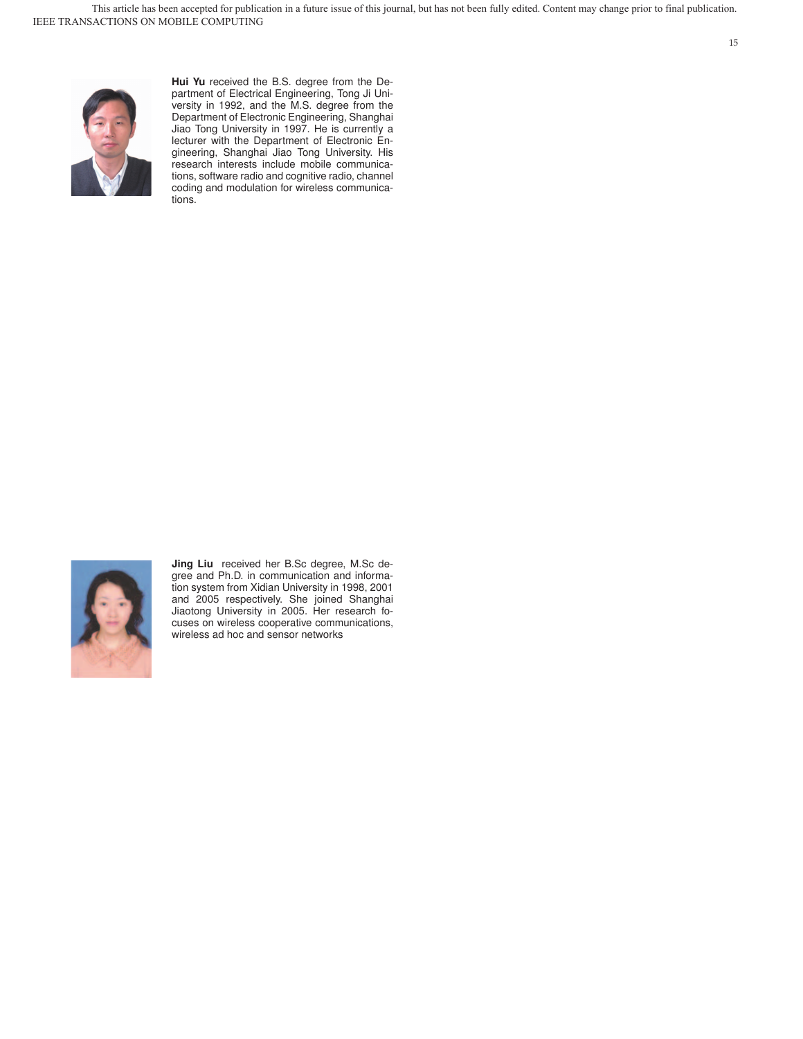**Hui Yu** received the B.S. degree from the Department of Electrical Engineering, Tong Ji University in 1992, and the M.S. degree from the Department of Electronic Engineering, Shanghai Jiao Tong University in 1997. He is currently a lecturer with the Department of Electronic Engineering, Shanghai Jiao Tong University. His research interests include mobile communications, software radio and cognitive radio, channel coding and modulation for wireless communications.

**Jing Liu** received her B.Sc degree, M.Sc degree and Ph.D. in communication and information system from Xidian University in 1998, 2001 and 2005 respectively. She joined Shanghai Jiaotong University in 2005. Her research focuses on wireless cooperative communications, wireless ad hoc and sensor networks